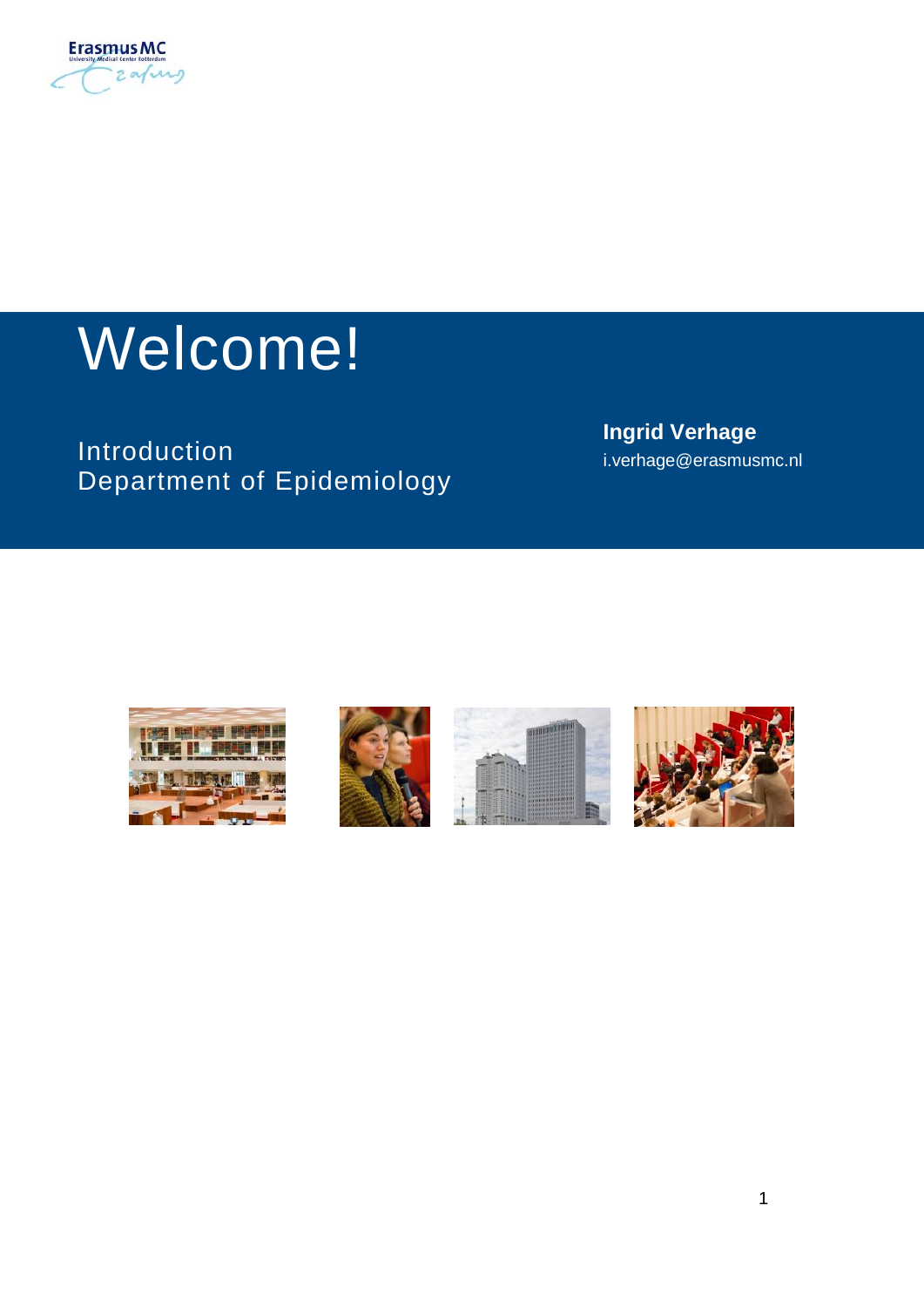# Welcome!

Introduction
Department of Epidemiology

**Ingrid Verhage**
i.verhage@erasmusmc.nl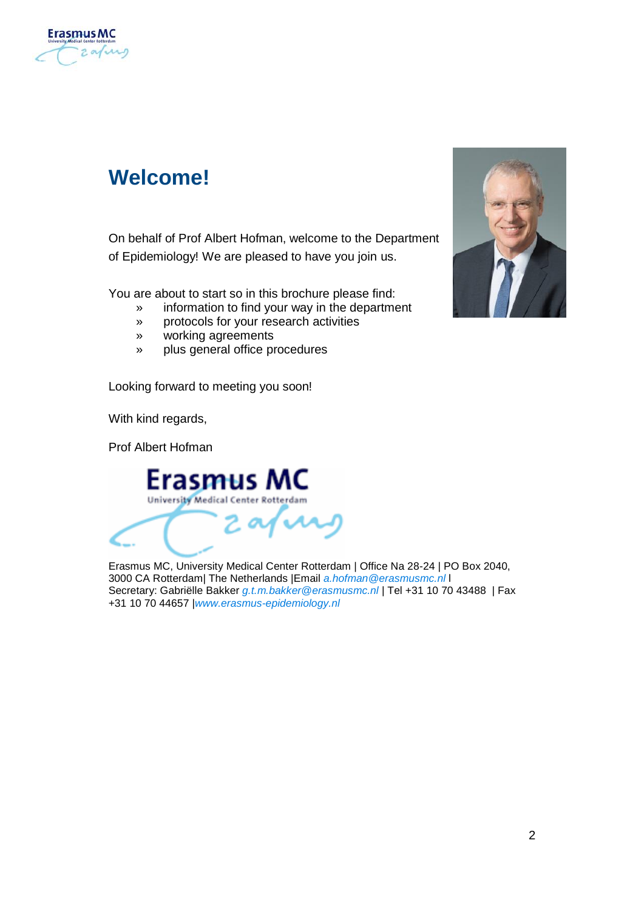# Welcome!

On behalf of Prof Albert Hofman, welcome to the Department of Epidemiology! We are pleased to have you join us.

You are about to start so in this brochure please find:

- information to find your way in the department
- protocols for your research activities
- working agreements
- plus general office procedures

Looking forward to meeting you soon!

With kind regards,

Prof Albert Hofman

Erasmus MC, University Medical Center Rotterdam | Office Na 28-24 | PO Box 2040, 3000 CA Rotterdam| The Netherlands |Email *a.hofman@erasmusmc.nl* l Secretary: Gabriëlle Bakker *g.t.m.bakker@erasmusmc.nl* | Tel +31 10 70 43488 | Fax +31 10 70 44657 |*www.erasmus-epidemiology.nl*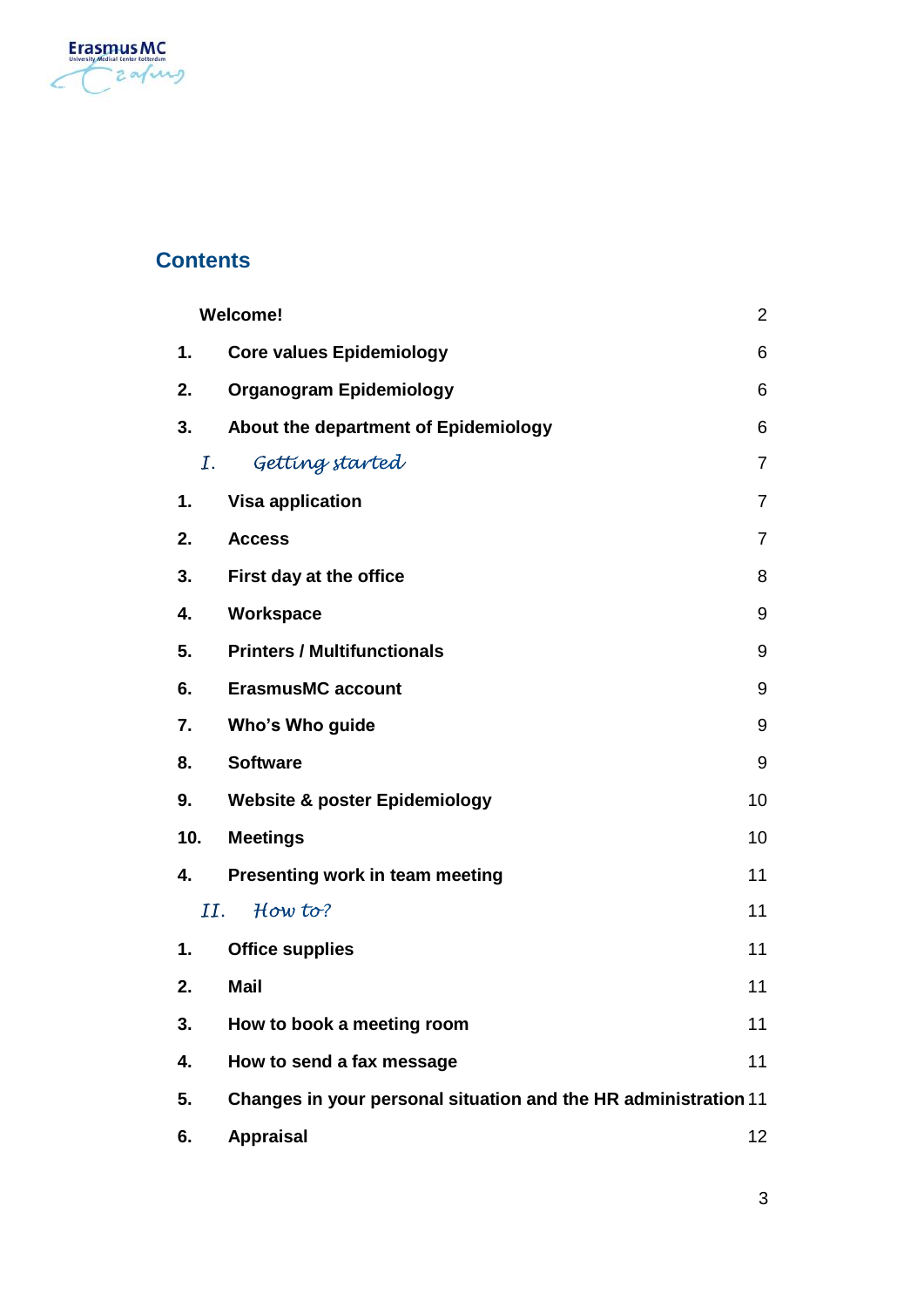## Contents

| | | |
|---|---|---|
| | **Welcome!** | 2 |
| **1.** | **Core values Epidemiology** | 6 |
| **2.** | **Organogram Epidemiology** | 6 |
| **3.** | **About the department of Epidemiology** | 6 |
| *I.* | *Getting started* | 7 |
| **1.** | **Visa application** | 7 |
| **2.** | **Access** | 7 |
| **3.** | **First day at the office** | 8 |
| **4.** | **Workspace** | 9 |
| **5.** | **Printers / Multifunctionals** | 9 |
| **6.** | **ErasmusMC account** | 9 |
| **7.** | **Who's Who guide** | 9 |
| **8.** | **Software** | 9 |
| **9.** | **Website & poster Epidemiology** | 10 |
| **10.** | **Meetings** | 10 |
| **4.** | **Presenting work in team meeting** | 11 |
| *II.* | *How to?* | 11 |
| **1.** | **Office supplies** | 11 |
| **2.** | **Mail** | 11 |
| **3.** | **How to book a meeting room** | 11 |
| **4.** | **How to send a fax message** | 11 |
| **5.** | **Changes in your personal situation and the HR administration** | 11 |
| **6.** | **Appraisal** | 12 |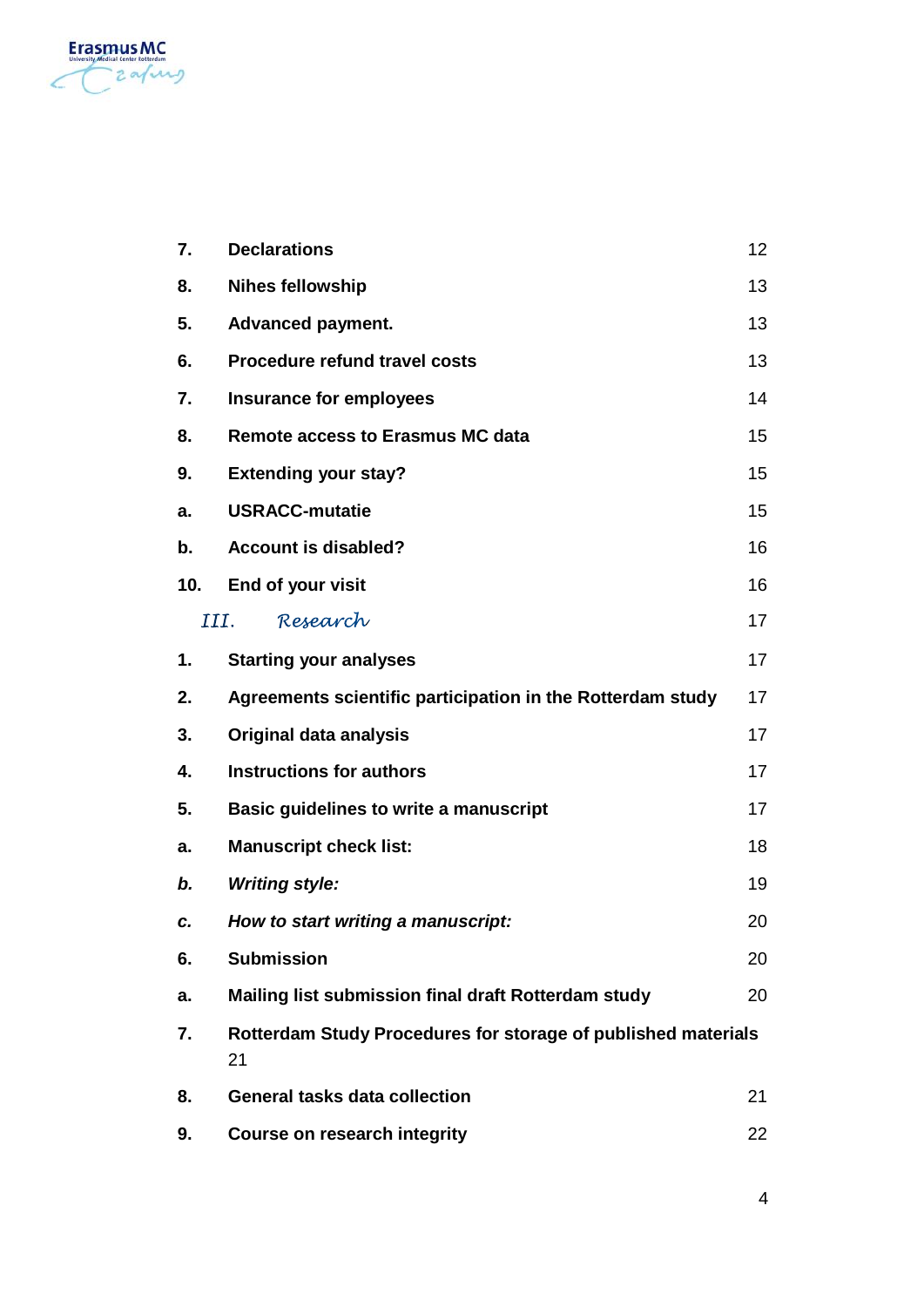| | | |
|---|---|---|
| **7.** | **Declarations** | 12 |
| **8.** | **Nihes fellowship** | 13 |
| **5.** | **Advanced payment.** | 13 |
| **6.** | **Procedure refund travel costs** | 13 |
| **7.** | **Insurance for employees** | 14 |
| **8.** | **Remote access to Erasmus MC data** | 15 |
| **9.** | **Extending your stay?** | 15 |
| **a.** | **USRACC-mutatie** | 15 |
| **b.** | **Account is disabled?** | 16 |
| **10.** | **End of your visit** | 16 |
| *III.* | *Research* | 17 |
| **1.** | **Starting your analyses** | 17 |
| **2.** | **Agreements scientific participation in the Rotterdam study** | 17 |
| **3.** | **Original data analysis** | 17 |
| **4.** | **Instructions for authors** | 17 |
| **5.** | **Basic guidelines to write a manuscript** | 17 |
| **a.** | **Manuscript check list:** | 18 |
| ***b.*** | ***Writing style:*** | 19 |
| ***c.*** | ***How to start writing a manuscript:*** | 20 |
| **6.** | **Submission** | 20 |
| **a.** | **Mailing list submission final draft Rotterdam study** | 20 |
| **7.** | **Rotterdam Study Procedures for storage of published materials** | 21 |
| **8.** | **General tasks data collection** | 21 |
| **9.** | **Course on research integrity** | 22 |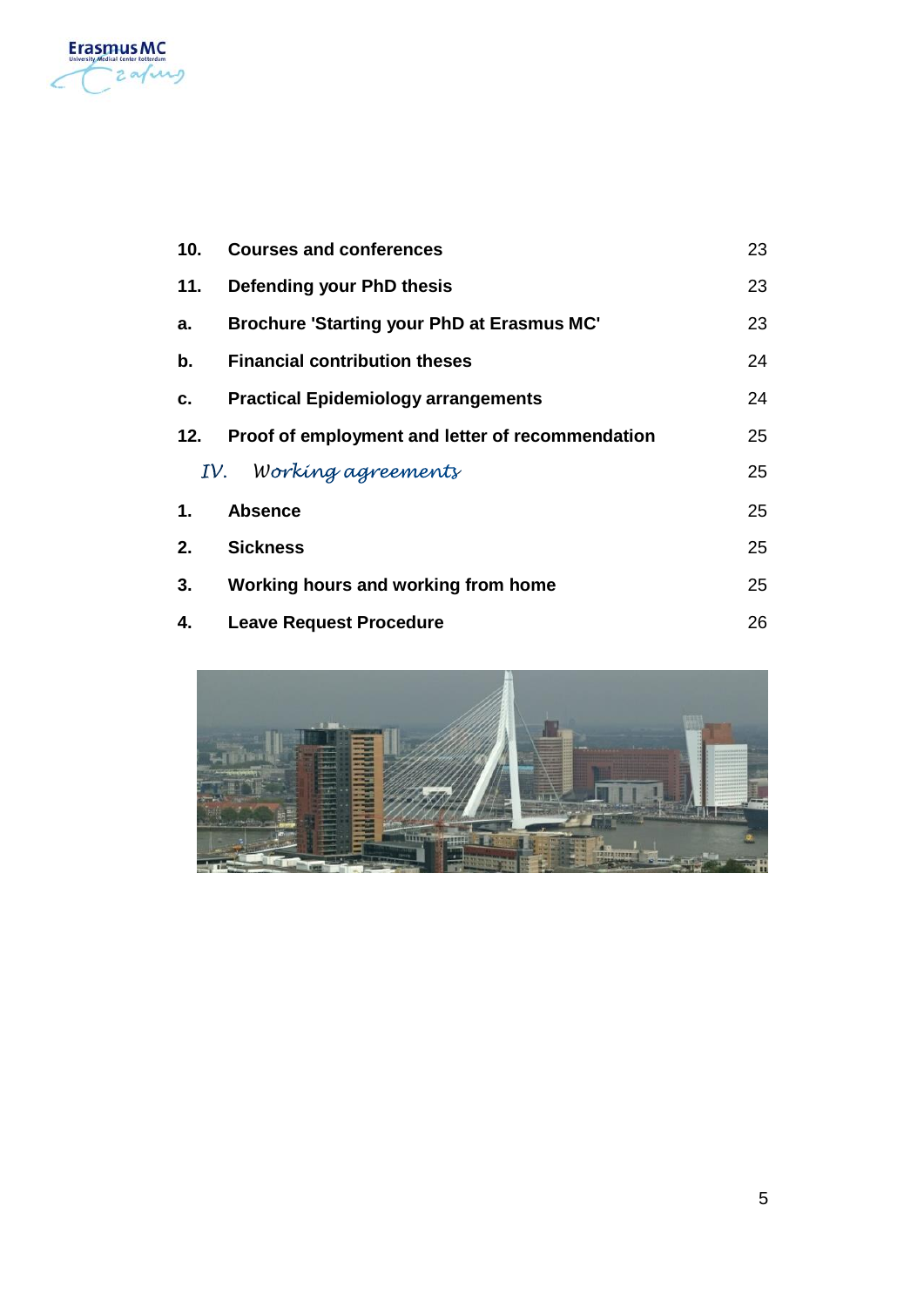| | | |
|---|---|---|
| **10.** | **Courses and conferences** | 23 |
| **11.** | **Defending your PhD thesis** | 23 |
| **a.** | **Brochure 'Starting your PhD at Erasmus MC'** | 23 |
| **b.** | **Financial contribution theses** | 24 |
| **c.** | **Practical Epidemiology arrangements** | 24 |
| **12.** | **Proof of employment and letter of recommendation** | 25 |
| *IV.* | *Working agreements* | 25 |
| **1.** | **Absence** | 25 |
| **2.** | **Sickness** | 25 |
| **3.** | **Working hours and working from home** | 25 |
| **4.** | **Leave Request Procedure** | 26 |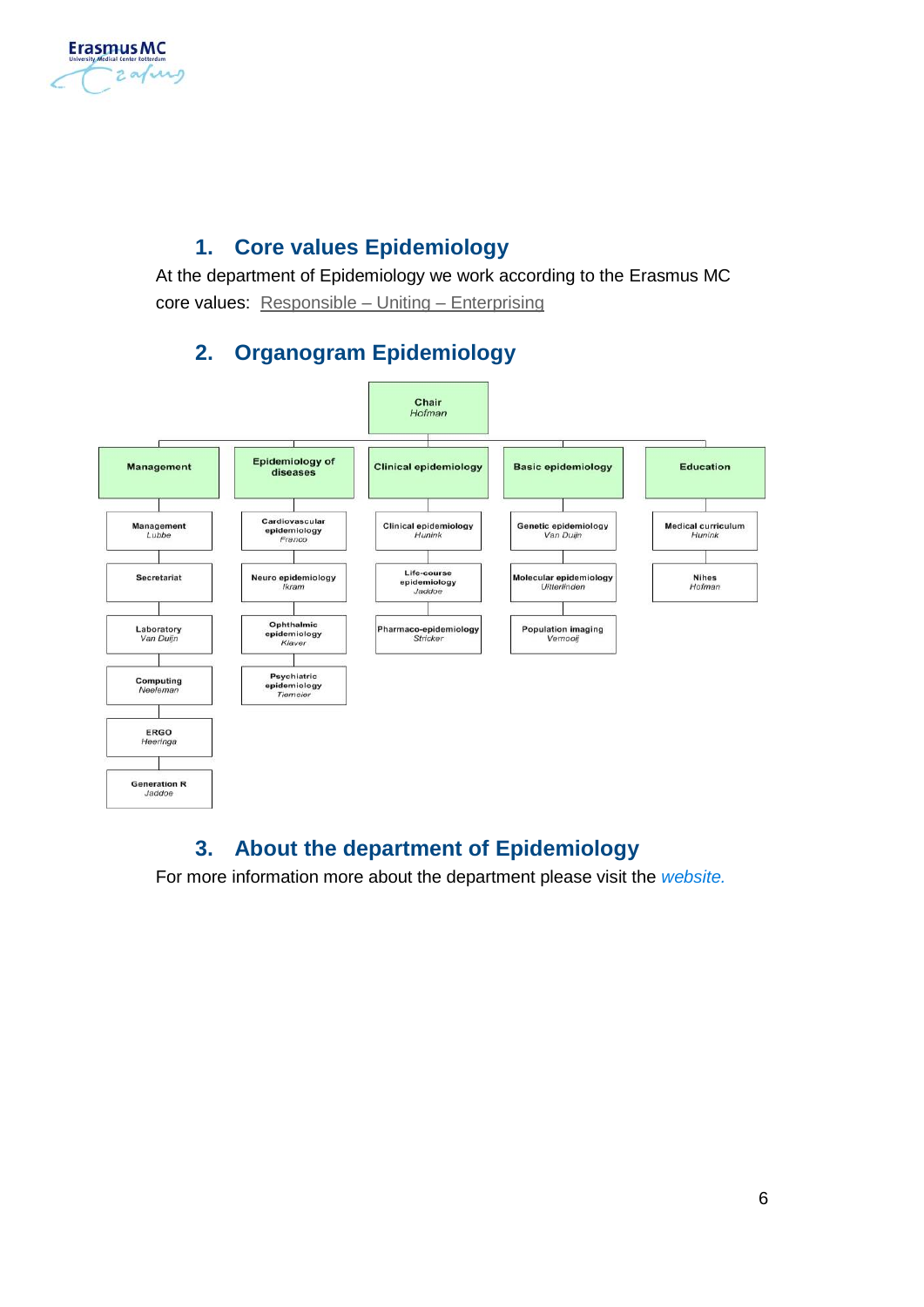## 1. Core values Epidemiology

At the department of Epidemiology we work according to the Erasmus MC core values: Responsible – Uniting – Enterprising

## 2. Organogram Epidemiology

**Chair**
*Hofman*

- **Management**
  - Management — *Lubbe*
  - Secretariat
  - Laboratory — *Van Duijn*
  - Computing — *Neeleman*
  - ERGO — *Heeringa*
  - Generation R — *Jaddoe*
- **Epidemiology of diseases**
  - Cardiovascular epidemiology — *Franco*
  - Neuro epidemiology — *Ikram*
  - Ophthalmic epidemiology — *Klaver*
  - Psychiatric epidemiology — *Tiemeier*
- **Clinical epidemiology**
  - Clinical epidemiology — *Hunink*
  - Life-course epidemiology — *Jaddoe*
  - Pharmaco-epidemiology — *Stricker*
- **Basic epidemiology**
  - Genetic epidemiology — *Van Duijn*
  - Molecular epidemiology — *Uitterlinden*
  - Population imaging — *Vernooij*
- **Education**
  - Medical curriculum — *Hunink*
  - Nihes — *Hofman*

## 3. About the department of Epidemiology

For more information more about the department please visit the *website.*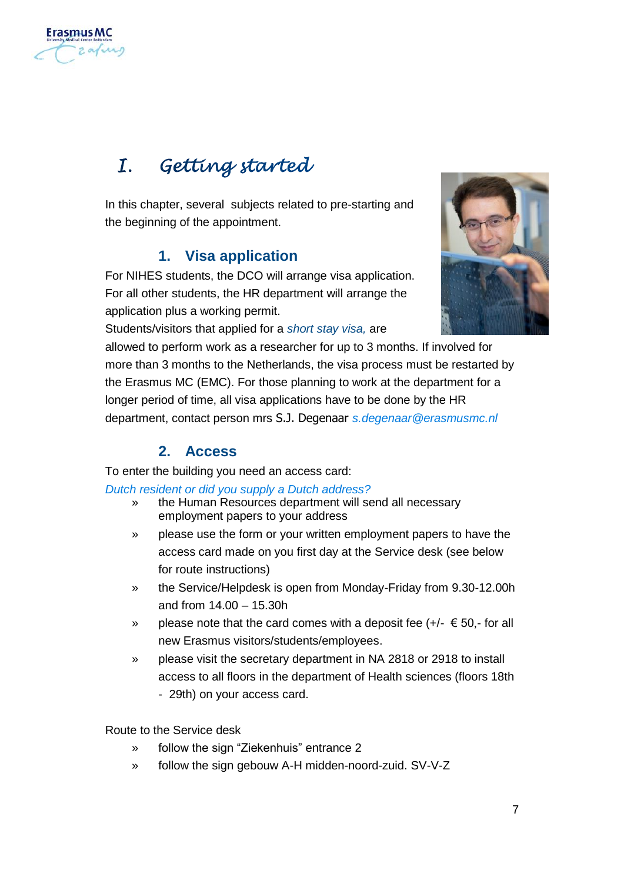# I. *Getting started*

In this chapter, several subjects related to pre-starting and the beginning of the appointment.

## 1. Visa application

For NIHES students, the DCO will arrange visa application. For all other students, the HR department will arrange the application plus a working permit.

Students/visitors that applied for a *short stay visa,* are allowed to perform work as a researcher for up to 3 months. If involved for more than 3 months to the Netherlands, the visa process must be restarted by the Erasmus MC (EMC). For those planning to work at the department for a longer period of time, all visa applications have to be done by the HR department, contact person mrs S.J. Degenaar *s.degenaar@erasmusmc.nl*

## 2. Access

To enter the building you need an access card:

*Dutch resident or did you supply a Dutch address?*

- the Human Resources department will send all necessary employment papers to your address
- please use the form or your written employment papers to have the access card made on you first day at the Service desk (see below for route instructions)
- the Service/Helpdesk is open from Monday-Friday from 9.30-12.00h and from 14.00 – 15.30h
- please note that the card comes with a deposit fee (+/- € 50,- for all new Erasmus visitors/students/employees.
- please visit the secretary department in NA 2818 or 2918 to install access to all floors in the department of Health sciences (floors 18th - 29th) on your access card.

Route to the Service desk

- follow the sign “Ziekenhuis” entrance 2
- follow the sign gebouw A-H midden-noord-zuid. SV-V-Z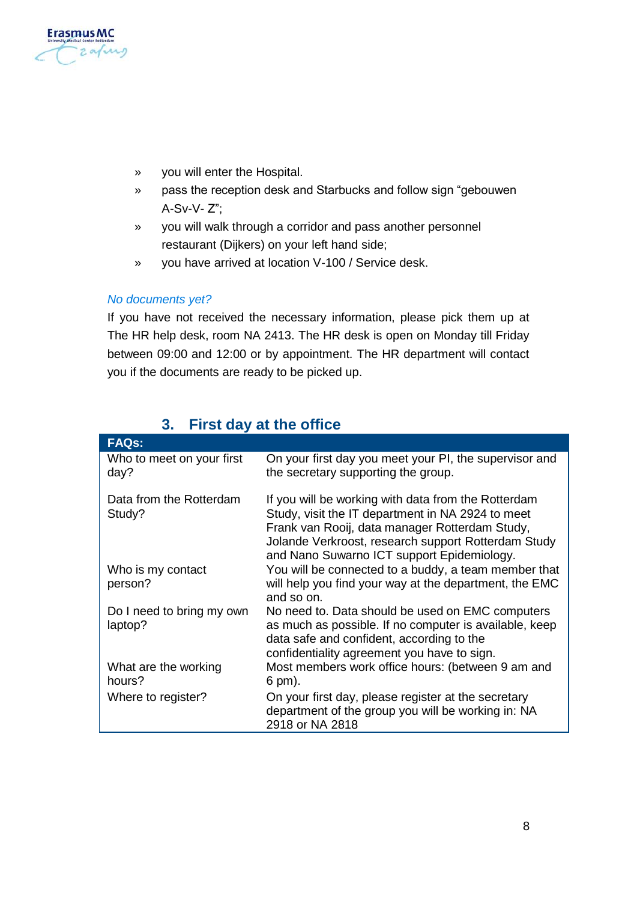- you will enter the Hospital.
- pass the reception desk and Starbucks and follow sign "gebouwen A-Sv-V- Z";
- you will walk through a corridor and pass another personnel restaurant (Dijkers) on your left hand side;
- you have arrived at location V-100 / Service desk.

*No documents yet?*

If you have not received the necessary information, please pick them up at The HR help desk, room NA 2413. The HR desk is open on Monday till Friday between 09:00 and 12:00 or by appointment. The HR department will contact you if the documents are ready to be picked up.

## 3. First day at the office

| FAQs: | |
|---|---|
| Who to meet on your first day? | On your first day you meet your PI, the supervisor and the secretary supporting the group. |
| Data from the Rotterdam Study? | If you will be working with data from the Rotterdam Study, visit the IT department in NA 2924 to meet Frank van Rooij, data manager Rotterdam Study, Jolande Verkroost, research support Rotterdam Study and Nano Suwarno ICT support Epidemiology. |
| Who is my contact person? | You will be connected to a buddy, a team member that will help you find your way at the department, the EMC and so on. |
| Do I need to bring my own laptop? | No need to. Data should be used on EMC computers as much as possible. If no computer is available, keep data safe and confident, according to the confidentiality agreement you have to sign. |
| What are the working hours? | Most members work office hours: (between 9 am and 6 pm). |
| Where to register? | On your first day, please register at the secretary department of the group you will be working in: NA 2918 or NA 2818 |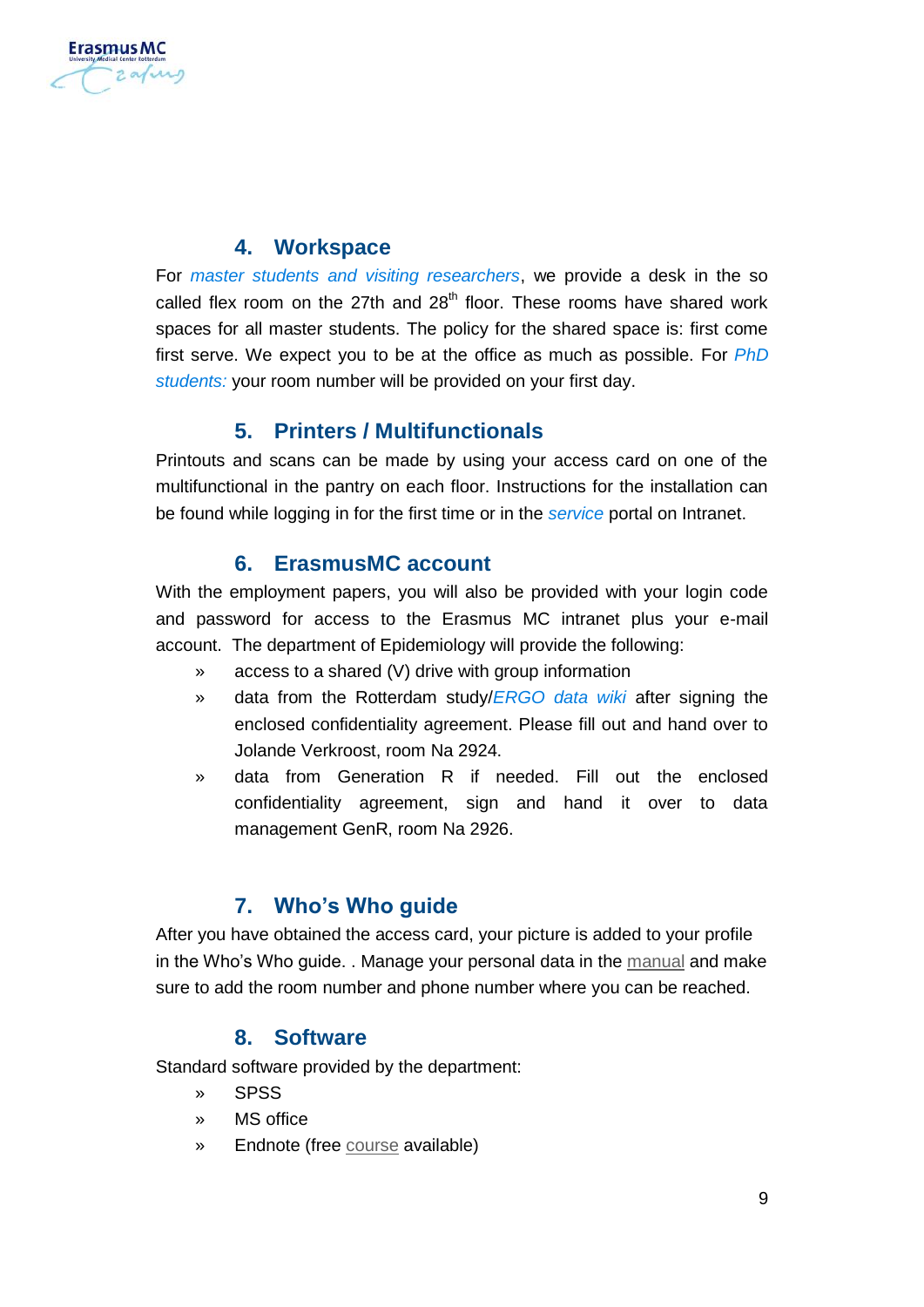## 4. Workspace

For *master students and visiting researchers*, we provide a desk in the so called flex room on the 27th and 28th floor. These rooms have shared work spaces for all master students. The policy for the shared space is: first come first serve. We expect you to be at the office as much as possible. For *PhD students:* your room number will be provided on your first day.

## 5. Printers / Multifunctionals

Printouts and scans can be made by using your access card on one of the multifunctional in the pantry on each floor. Instructions for the installation can be found while logging in for the first time or in the *service* portal on Intranet.

## 6. ErasmusMC account

With the employment papers, you will also be provided with your login code and password for access to the Erasmus MC intranet plus your e-mail account. The department of Epidemiology will provide the following:

- access to a shared (V) drive with group information
- data from the Rotterdam study/*ERGO data wiki* after signing the enclosed confidentiality agreement. Please fill out and hand over to Jolande Verkroost, room Na 2924.
- data from Generation R if needed. Fill out the enclosed confidentiality agreement, sign and hand it over to data management GenR, room Na 2926.

## 7. Who's Who guide

After you have obtained the access card, your picture is added to your profile in the Who's Who guide. . Manage your personal data in the manual and make sure to add the room number and phone number where you can be reached.

## 8. Software

Standard software provided by the department:

- SPSS
- MS office
- Endnote (free course available)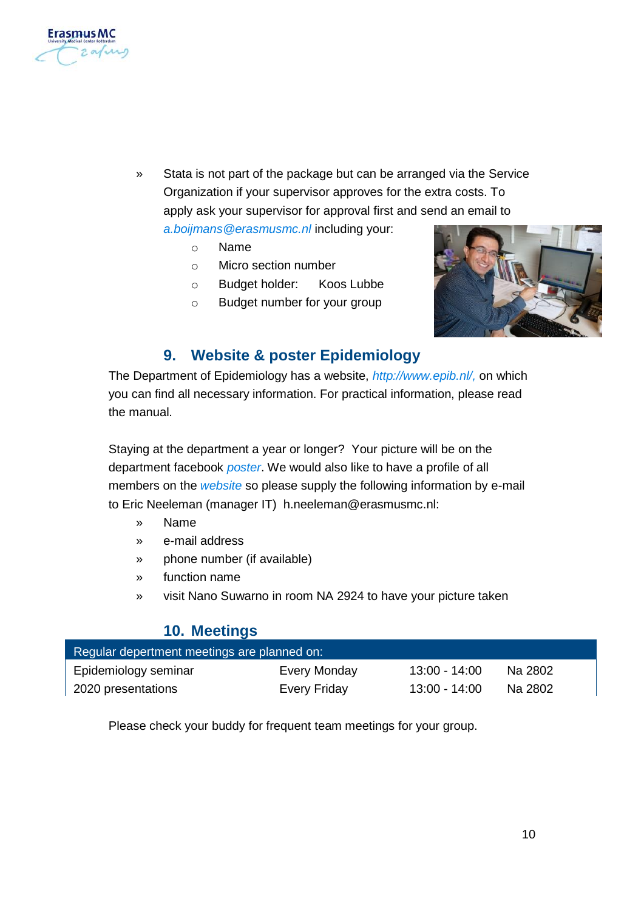- Stata is not part of the package but can be arranged via the Service Organization if your supervisor approves for the extra costs. To apply ask your supervisor for approval first and send an email to a.boijmans@erasmusmc.nl including your:
  - Name
  - Micro section number
  - Budget holder: Koos Lubbe
  - Budget number for your group

## 9. Website & poster Epidemiology

The Department of Epidemiology has a website, http://www.epib.nl/, on which you can find all necessary information. For practical information, please read the manual.

Staying at the department a year or longer? Your picture will be on the department facebook poster. We would also like to have a profile of all members on the website so please supply the following information by e-mail to Eric Neeleman (manager IT) h.neeleman@erasmusmc.nl:

- Name
- e-mail address
- phone number (if available)
- function name
- visit Nano Suwarno in room NA 2924 to have your picture taken

## 10. Meetings

| Regular depertment meetings are planned on: | | | |
|---|---|---|---|
| Epidemiology seminar | Every Monday | 13:00 - 14:00 | Na 2802 |
| 2020 presentations | Every Friday | 13:00 - 14:00 | Na 2802 |

Please check your buddy for frequent team meetings for your group.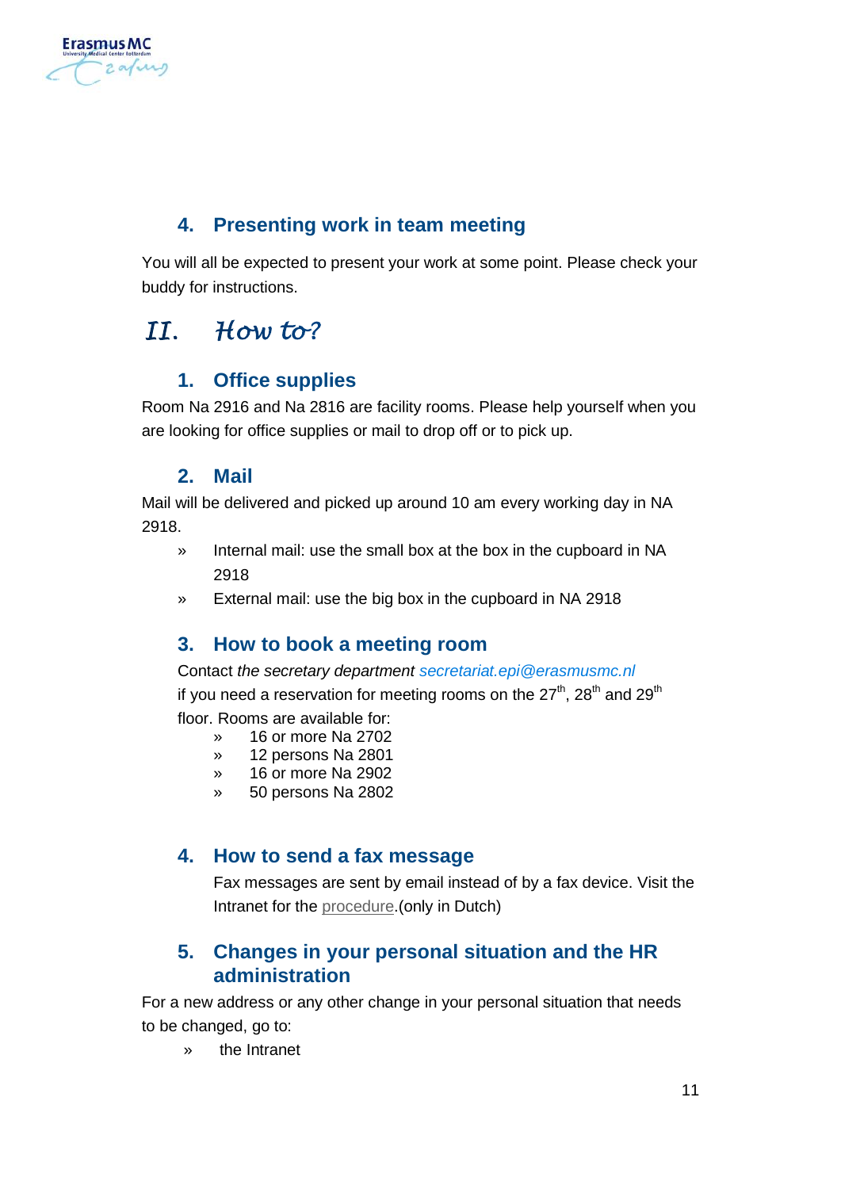### 4. Presenting work in team meeting

You will all be expected to present your work at some point. Please check your buddy for instructions.

## II. How to?

### 1. Office supplies

Room Na 2916 and Na 2816 are facility rooms. Please help yourself when you are looking for office supplies or mail to drop off or to pick up.

### 2. Mail

Mail will be delivered and picked up around 10 am every working day in NA 2918.

- Internal mail: use the small box at the box in the cupboard in NA 2918
- External mail: use the big box in the cupboard in NA 2918

### 3. How to book a meeting room

Contact *the secretary department* *secretariat.epi@erasmusmc.nl* if you need a reservation for meeting rooms on the 27th, 28th and 29th floor. Rooms are available for:

- 16 or more Na 2702
- 12 persons Na 2801
- 16 or more Na 2902
- 50 persons Na 2802

### 4. How to send a fax message

Fax messages are sent by email instead of by a fax device. Visit the Intranet for the procedure.(only in Dutch)

### 5. Changes in your personal situation and the HR administration

For a new address or any other change in your personal situation that needs to be changed, go to:

- the Intranet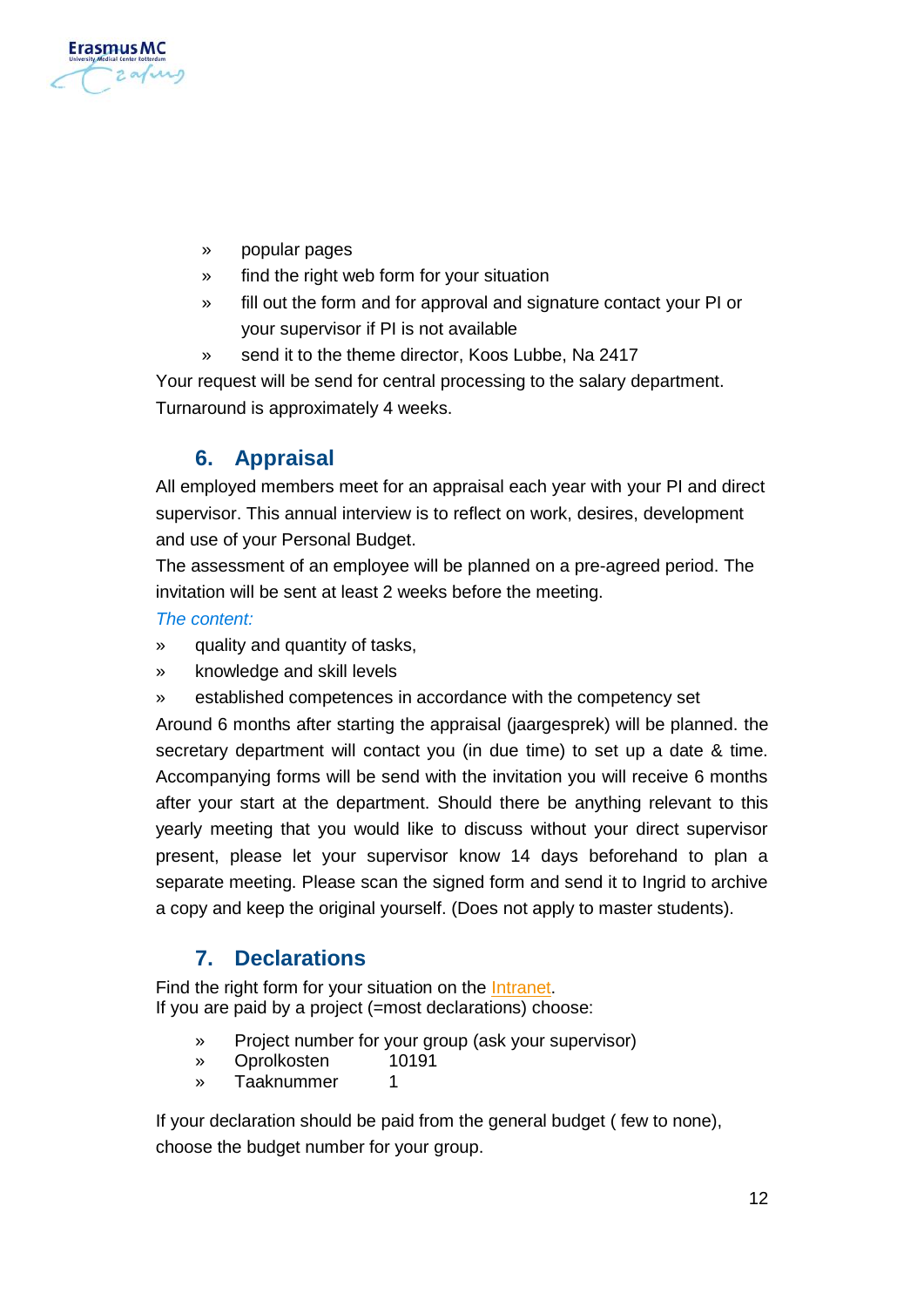- popular pages
- find the right web form for your situation
- fill out the form and for approval and signature contact your PI or your supervisor if PI is not available
- send it to the theme director, Koos Lubbe, Na 2417

Your request will be send for central processing to the salary department. Turnaround is approximately 4 weeks.

## 6. Appraisal

All employed members meet for an appraisal each year with your PI and direct supervisor. This annual interview is to reflect on work, desires, development and use of your Personal Budget.

The assessment of an employee will be planned on a pre-agreed period. The invitation will be sent at least 2 weeks before the meeting.

*The content:*

- quality and quantity of tasks,
- knowledge and skill levels
- established competences in accordance with the competency set

Around 6 months after starting the appraisal (jaargesprek) will be planned. the secretary department will contact you (in due time) to set up a date & time. Accompanying forms will be send with the invitation you will receive 6 months after your start at the department. Should there be anything relevant to this yearly meeting that you would like to discuss without your direct supervisor present, please let your supervisor know 14 days beforehand to plan a separate meeting. Please scan the signed form and send it to Ingrid to archive a copy and keep the original yourself. (Does not apply to master students).

## 7. Declarations

Find the right form for your situation on the Intranet.
If you are paid by a project (=most declarations) choose:

- Project number for your group (ask your supervisor)
- Oprolkosten 10191
- Taaknummer 1

If your declaration should be paid from the general budget ( few to none), choose the budget number for your group.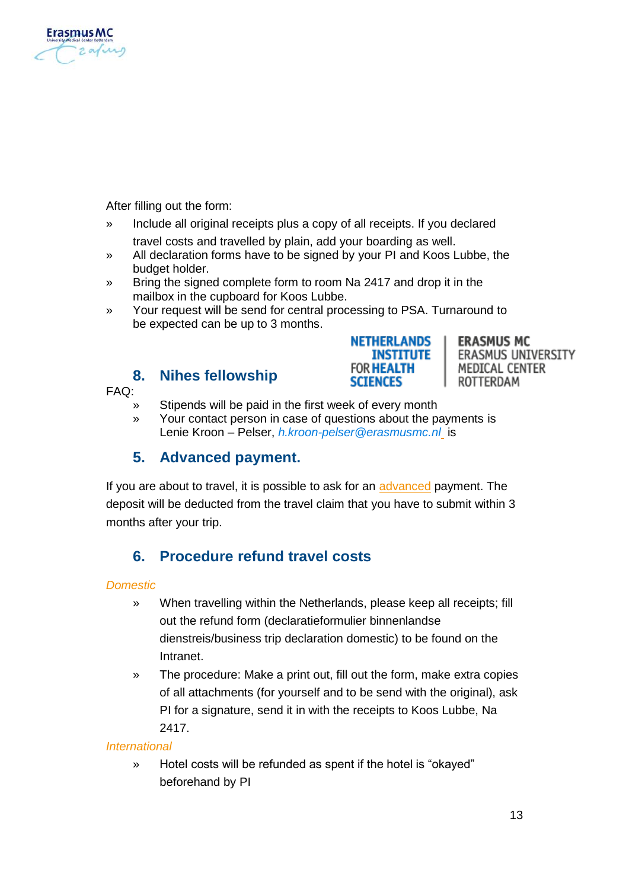After filling out the form:

- Include all original receipts plus a copy of all receipts. If you declared travel costs and travelled by plain, add your boarding as well.
- All declaration forms have to be signed by your PI and Koos Lubbe, the budget holder.
- Bring the signed complete form to room Na 2417 and drop it in the mailbox in the cupboard for Koos Lubbe.
- Your request will be send for central processing to PSA. Turnaround to be expected can be up to 3 months.

## 8. Nihes fellowship

NETHERLANDS INSTITUTE FOR HEALTH SCIENCES | ERASMUS MC ERASMUS UNIVERSITY MEDICAL CENTER ROTTERDAM

FAQ:

- Stipends will be paid in the first week of every month
- Your contact person in case of questions about the payments is Lenie Kroon – Pelser, *h.kroon-pelser@erasmusmc.nl* is

## 5. Advanced payment.

If you are about to travel, it is possible to ask for an advanced payment. The deposit will be deducted from the travel claim that you have to submit within 3 months after your trip.

## 6. Procedure refund travel costs

*Domestic*

- When travelling within the Netherlands, please keep all receipts; fill out the refund form (declaratieformulier binnenlandse dienstreis/business trip declaration domestic) to be found on the Intranet.
- The procedure: Make a print out, fill out the form, make extra copies of all attachments (for yourself and to be send with the original), ask PI for a signature, send it in with the receipts to Koos Lubbe, Na 2417.

*International*

- Hotel costs will be refunded as spent if the hotel is "okayed" beforehand by PI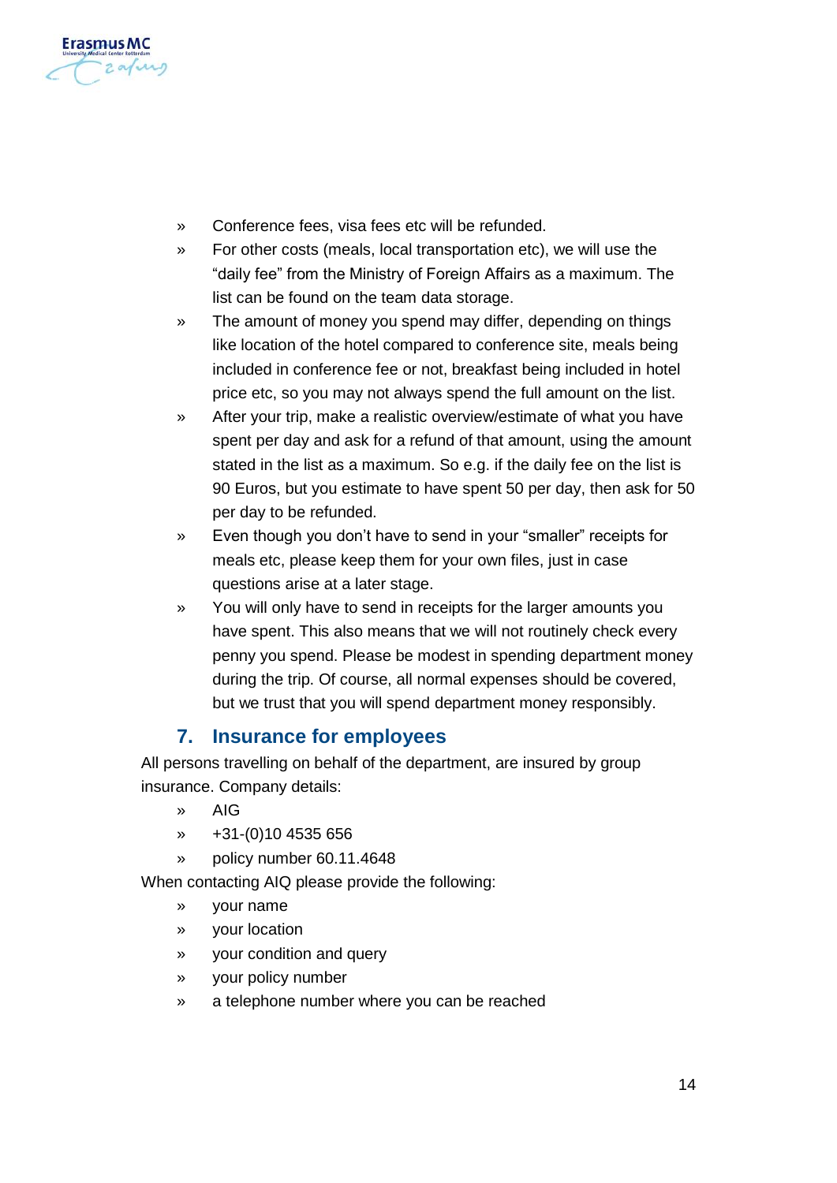- Conference fees, visa fees etc will be refunded.
- For other costs (meals, local transportation etc), we will use the "daily fee" from the Ministry of Foreign Affairs as a maximum. The list can be found on the team data storage.
- The amount of money you spend may differ, depending on things like location of the hotel compared to conference site, meals being included in conference fee or not, breakfast being included in hotel price etc, so you may not always spend the full amount on the list.
- After your trip, make a realistic overview/estimate of what you have spent per day and ask for a refund of that amount, using the amount stated in the list as a maximum. So e.g. if the daily fee on the list is 90 Euros, but you estimate to have spent 50 per day, then ask for 50 per day to be refunded.
- Even though you don't have to send in your "smaller" receipts for meals etc, please keep them for your own files, just in case questions arise at a later stage.
- You will only have to send in receipts for the larger amounts you have spent. This also means that we will not routinely check every penny you spend. Please be modest in spending department money during the trip. Of course, all normal expenses should be covered, but we trust that you will spend department money responsibly.

## 7. Insurance for employees

All persons travelling on behalf of the department, are insured by group insurance. Company details:

- AIG
- +31-(0)10 4535 656
- policy number 60.11.4648

When contacting AIQ please provide the following:

- your name
- your location
- your condition and query
- your policy number
- a telephone number where you can be reached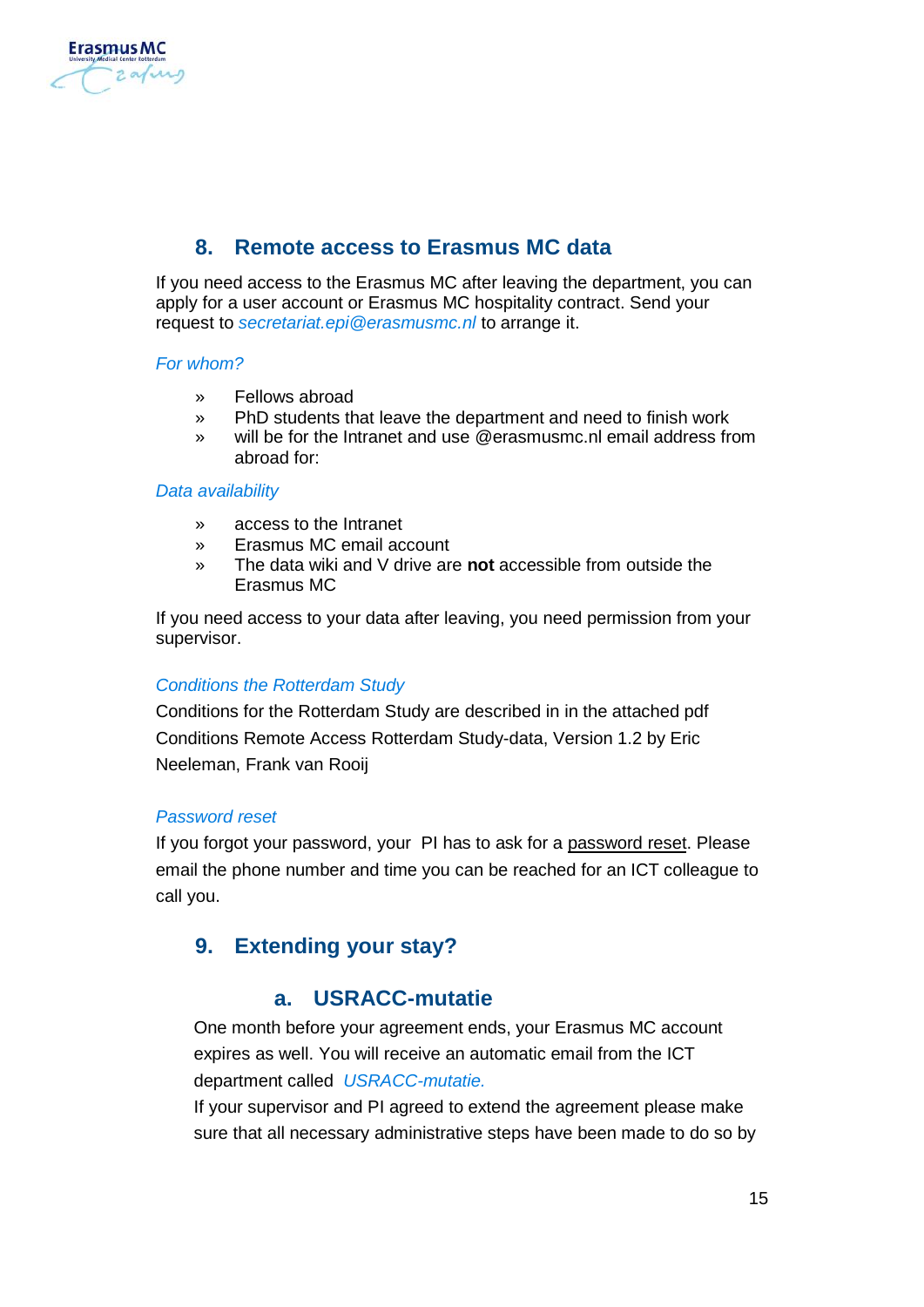## 8. Remote access to Erasmus MC data

If you need access to the Erasmus MC after leaving the department, you can apply for a user account or Erasmus MC hospitality contract. Send your request to *secretariat.epi@erasmusmc.nl* to arrange it.

*For whom?*

- Fellows abroad
- PhD students that leave the department and need to finish work
- will be for the Intranet and use @erasmusmc.nl email address from abroad for:

*Data availability*

- access to the Intranet
- Erasmus MC email account
- The data wiki and V drive are **not** accessible from outside the Erasmus MC

If you need access to your data after leaving, you need permission from your supervisor.

*Conditions the Rotterdam Study*

Conditions for the Rotterdam Study are described in in the attached pdf Conditions Remote Access Rotterdam Study-data, Version 1.2 by Eric Neeleman, Frank van Rooij

*Password reset*

If you forgot your password, your PI has to ask for a password reset. Please email the phone number and time you can be reached for an ICT colleague to call you.

## 9. Extending your stay?

### a. USRACC-mutatie

One month before your agreement ends, your Erasmus MC account expires as well. You will receive an automatic email from the ICT department called *USRACC-mutatie.*

If your supervisor and PI agreed to extend the agreement please make sure that all necessary administrative steps have been made to do so by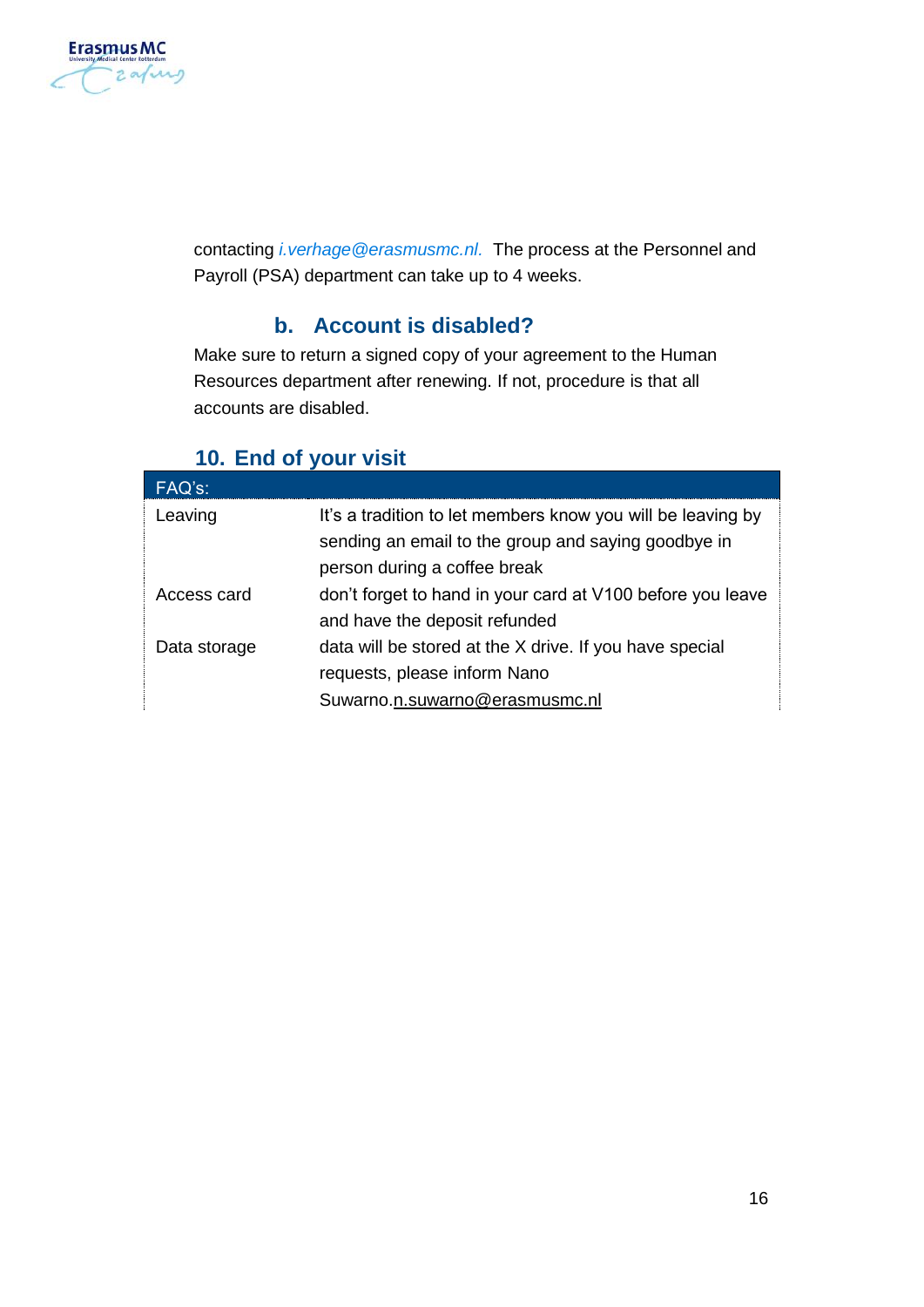contacting *i.verhage@erasmusmc.nl.* The process at the Personnel and Payroll (PSA) department can take up to 4 weeks.

### b. Account is disabled?

Make sure to return a signed copy of your agreement to the Human Resources department after renewing. If not, procedure is that all accounts are disabled.

## 10. End of your visit

| FAQ's: | |
|---|---|
| Leaving | It's a tradition to let members know you will be leaving by sending an email to the group and saying goodbye in person during a coffee break |
| Access card | don't forget to hand in your card at V100 before you leave and have the deposit refunded |
| Data storage | data will be stored at the X drive. If you have special requests, please inform Nano Suwarno.n.suwarno@erasmusmc.nl |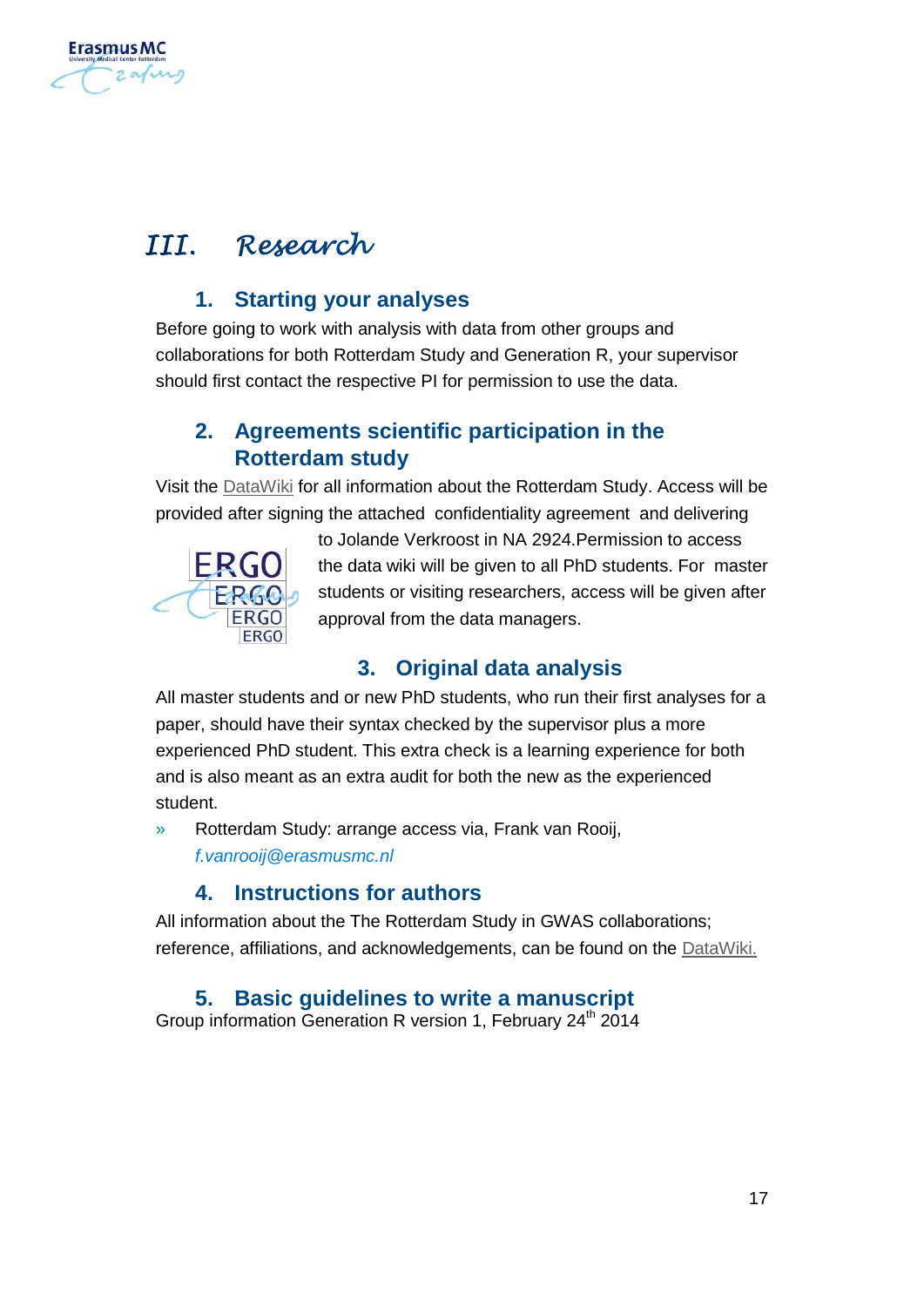# III. Research

## 1. Starting your analyses

Before going to work with analysis with data from other groups and collaborations for both Rotterdam Study and Generation R, your supervisor should first contact the respective PI for permission to use the data.

## 2. Agreements scientific participation in the Rotterdam study

Visit the DataWiki for all information about the Rotterdam Study. Access will be provided after signing the attached confidentiality agreement and delivering to Jolande Verkroost in NA 2924.Permission to access the data wiki will be given to all PhD students. For master students or visiting researchers, access will be given after approval from the data managers.

## 3. Original data analysis

All master students and or new PhD students, who run their first analyses for a paper, should have their syntax checked by the supervisor plus a more experienced PhD student. This extra check is a learning experience for both and is also meant as an extra audit for both the new as the experienced student.

» Rotterdam Study: arrange access via, Frank van Rooij, *f.vanrooij@erasmusmc.nl*

## 4. Instructions for authors

All information about the The Rotterdam Study in GWAS collaborations; reference, affiliations, and acknowledgements, can be found on the DataWiki.

## 5. Basic guidelines to write a manuscript

Group information Generation R version 1, February 24th 2014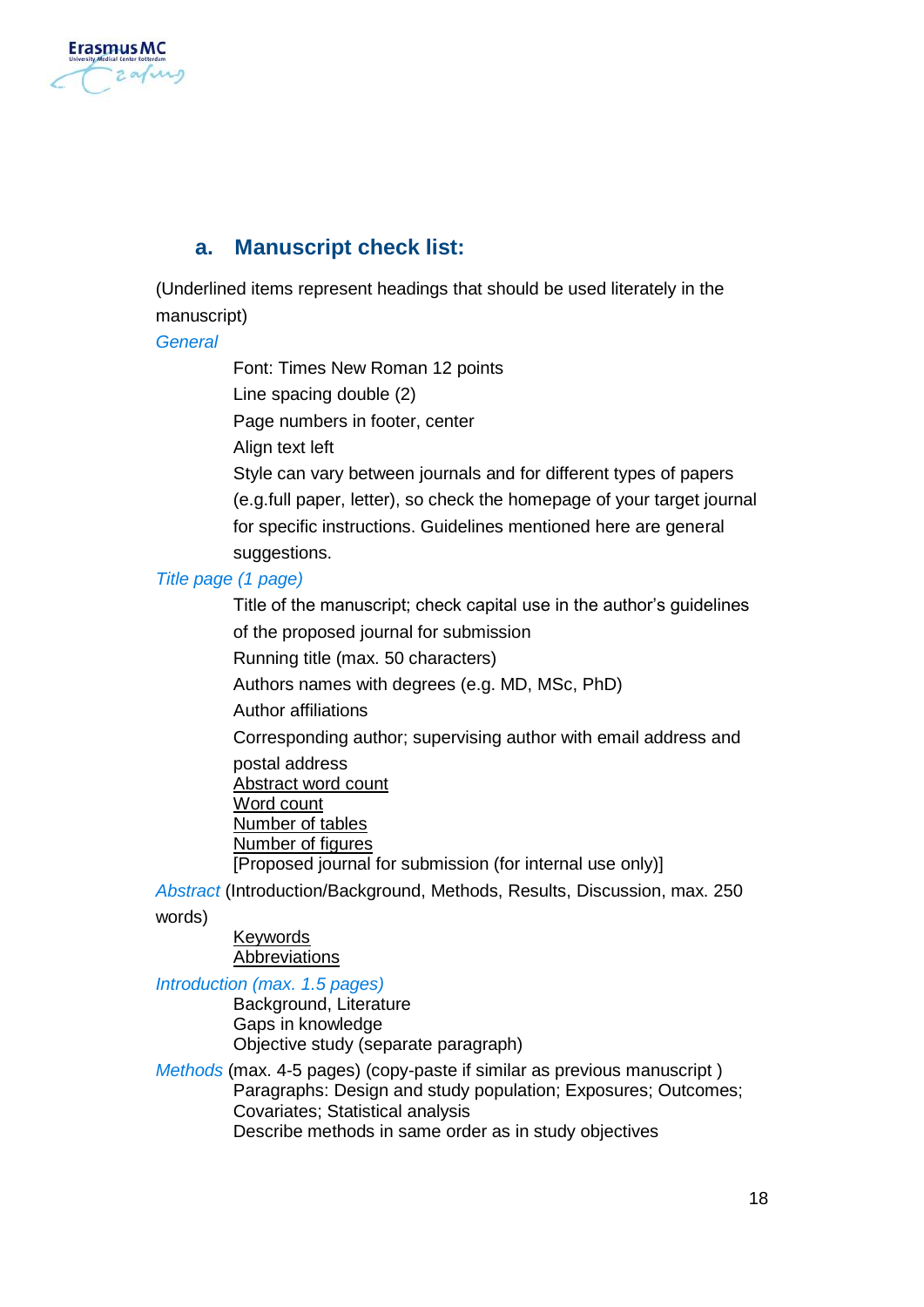### a. Manuscript check list:

(Underlined items represent headings that should be used literately in the manuscript)

*General*

- Font: Times New Roman 12 points
- Line spacing double (2)
- Page numbers in footer, center
- Align text left
- Style can vary between journals and for different types of papers (e.g.full paper, letter), so check the homepage of your target journal for specific instructions. Guidelines mentioned here are general suggestions.

*Title page (1 page)*

- Title of the manuscript; check capital use in the author's guidelines of the proposed journal for submission
- Running title (max. 50 characters)
- Authors names with degrees (e.g. MD, MSc, PhD)
- Author affiliations
- Corresponding author; supervising author with email address and postal address
- <u>Abstract word count</u>
- <u>Word count</u>
- <u>Number of tables</u>
- <u>Number of figures</u>
- [Proposed journal for submission (for internal use only)]

*Abstract* (Introduction/Background, Methods, Results, Discussion, max. 250 words)

- <u>Keywords</u>
- <u>Abbreviations</u>

*Introduction (max. 1.5 pages)*

- Background, Literature
- Gaps in knowledge
- Objective study (separate paragraph)

*Methods* (max. 4-5 pages) (copy-paste if similar as previous manuscript )

- Paragraphs: Design and study population; Exposures; Outcomes; Covariates; Statistical analysis
- Describe methods in same order as in study objectives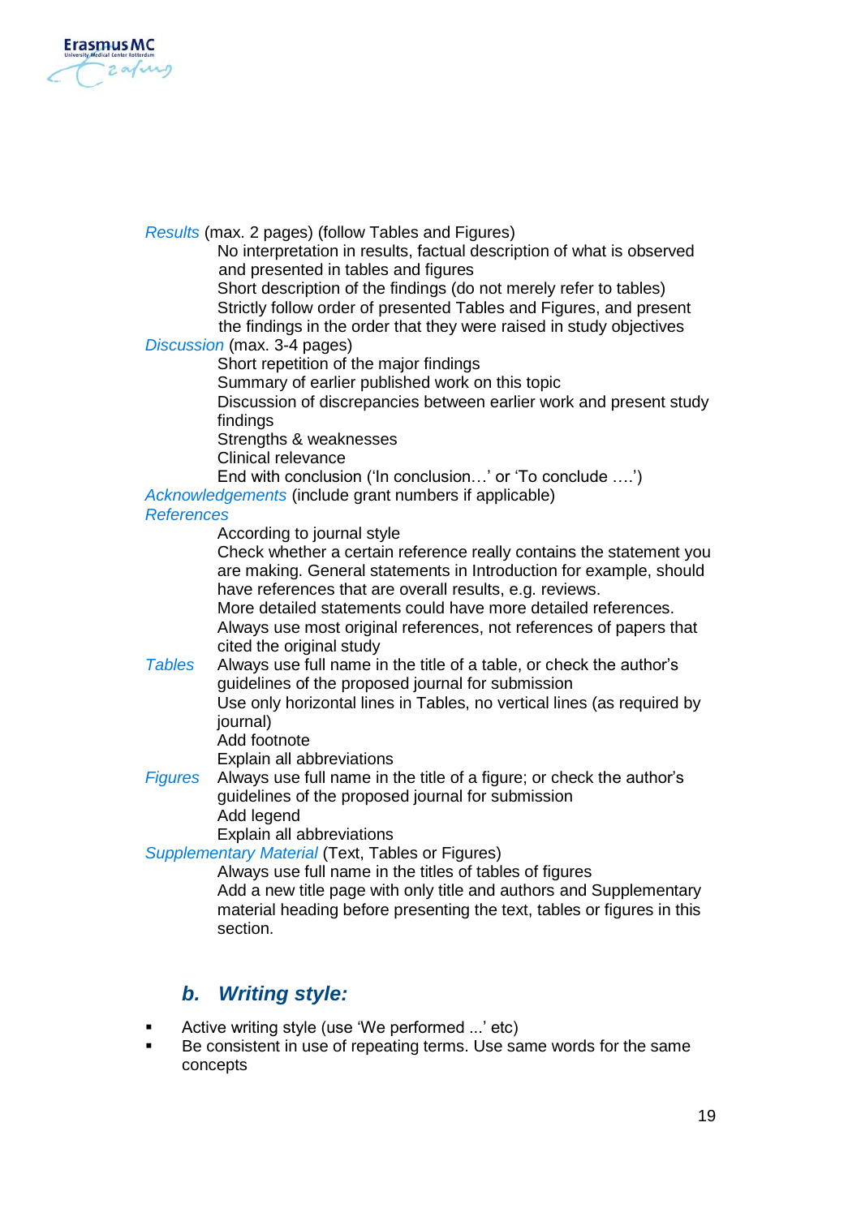*Results* (max. 2 pages) (follow Tables and Figures)

No interpretation in results, factual description of what is observed and presented in tables and figures
Short description of the findings (do not merely refer to tables)
Strictly follow order of presented Tables and Figures, and present the findings in the order that they were raised in study objectives

*Discussion* (max. 3-4 pages)

Short repetition of the major findings
Summary of earlier published work on this topic
Discussion of discrepancies between earlier work and present study findings
Strengths & weaknesses
Clinical relevance
End with conclusion ('In conclusion…' or 'To conclude ….')

*Acknowledgements* (include grant numbers if applicable)

*References*

According to journal style
Check whether a certain reference really contains the statement you are making. General statements in Introduction for example, should have references that are overall results, e.g. reviews.
More detailed statements could have more detailed references.
Always use most original references, not references of papers that cited the original study

*Tables*

Always use full name in the title of a table, or check the author's guidelines of the proposed journal for submission
Use only horizontal lines in Tables, no vertical lines (as required by journal)
Add footnote
Explain all abbreviations

*Figures*

Always use full name in the title of a figure; or check the author's guidelines of the proposed journal for submission
Add legend
Explain all abbreviations

*Supplementary Material* (Text, Tables or Figures)

Always use full name in the titles of tables of figures
Add a new title page with only title and authors and Supplementary material heading before presenting the text, tables or figures in this section.

## ***b. Writing style:***

- Active writing style (use 'We performed ...' etc)
- Be consistent in use of repeating terms. Use same words for the same concepts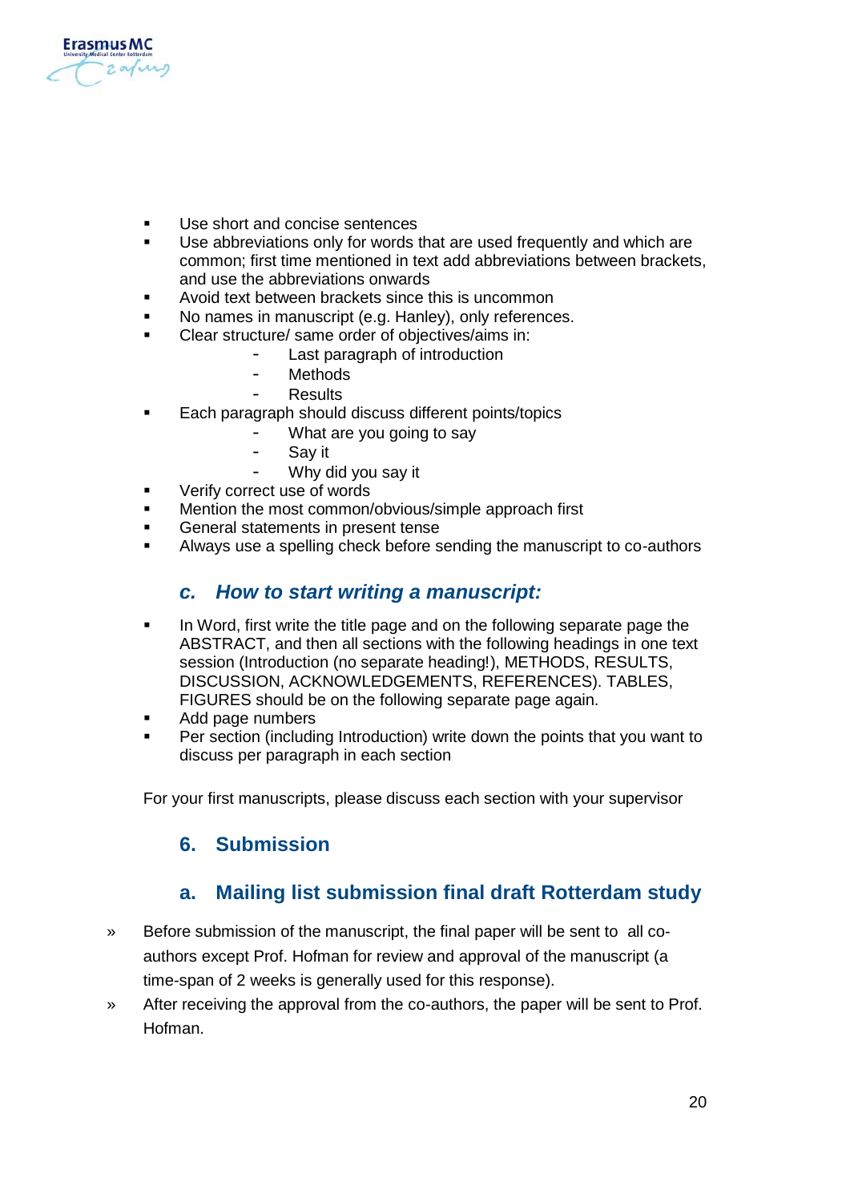- Use short and concise sentences
- Use abbreviations only for words that are used frequently and which are common; first time mentioned in text add abbreviations between brackets, and use the abbreviations onwards
- Avoid text between brackets since this is uncommon
- No names in manuscript (e.g. Hanley), only references.
- Clear structure/ same order of objectives/aims in:
    - Last paragraph of introduction
    - Methods
    - Results
- Each paragraph should discuss different points/topics
    - What are you going to say
    - Say it
    - Why did you say it
- Verify correct use of words
- Mention the most common/obvious/simple approach first
- General statements in present tense
- Always use a spelling check before sending the manuscript to co-authors

### *c. How to start writing a manuscript:*

- In Word, first write the title page and on the following separate page the ABSTRACT, and then all sections with the following headings in one text session (Introduction (no separate heading!), METHODS, RESULTS, DISCUSSION, ACKNOWLEDGEMENTS, REFERENCES). TABLES, FIGURES should be on the following separate page again.
- Add page numbers
- Per section (including Introduction) write down the points that you want to discuss per paragraph in each section

For your first manuscripts, please discuss each section with your supervisor

## 6. Submission

### a. Mailing list submission final draft Rotterdam study

» Before submission of the manuscript, the final paper will be sent to all co-authors except Prof. Hofman for review and approval of the manuscript (a time-span of 2 weeks is generally used for this response).

» After receiving the approval from the co-authors, the paper will be sent to Prof. Hofman.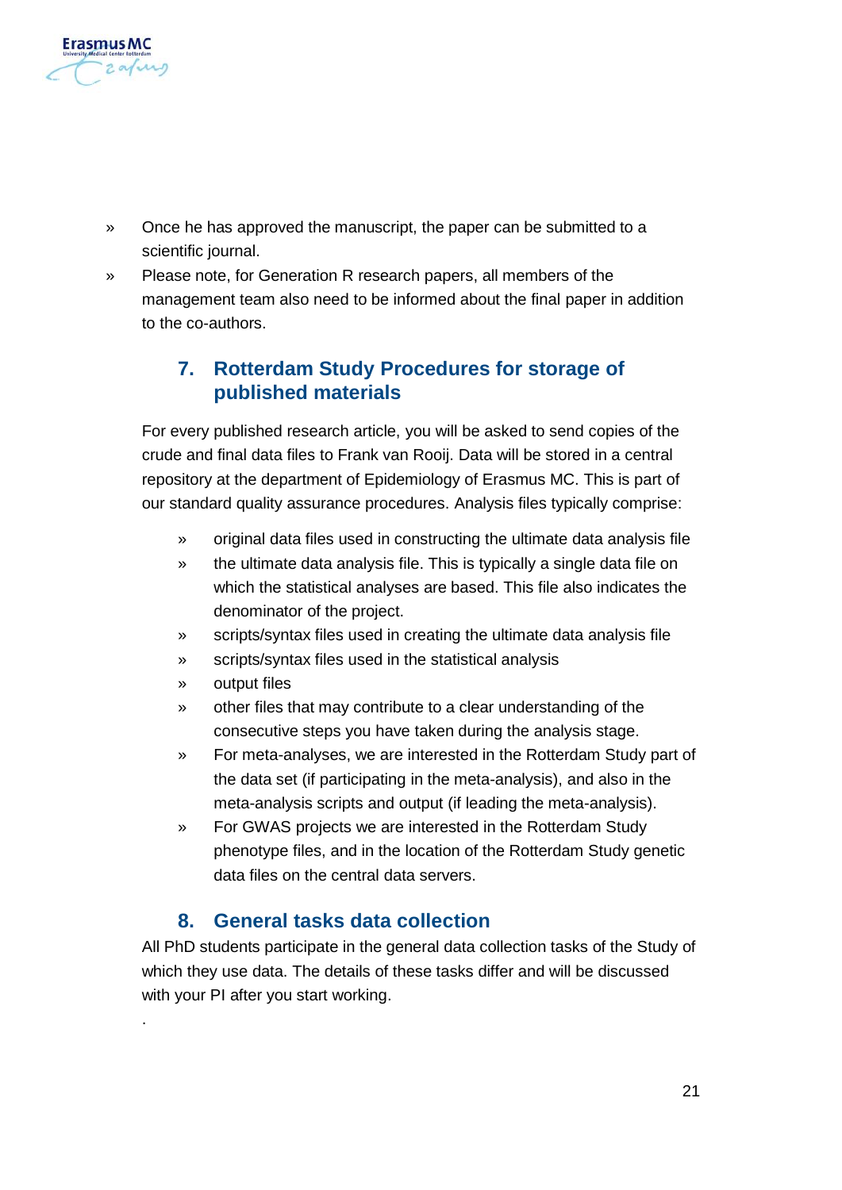- Once he has approved the manuscript, the paper can be submitted to a scientific journal.
- Please note, for Generation R research papers, all members of the management team also need to be informed about the final paper in addition to the co-authors.

## 7. Rotterdam Study Procedures for storage of published materials

For every published research article, you will be asked to send copies of the crude and final data files to Frank van Rooij. Data will be stored in a central repository at the department of Epidemiology of Erasmus MC. This is part of our standard quality assurance procedures. Analysis files typically comprise:

- original data files used in constructing the ultimate data analysis file
- the ultimate data analysis file. This is typically a single data file on which the statistical analyses are based. This file also indicates the denominator of the project.
- scripts/syntax files used in creating the ultimate data analysis file
- scripts/syntax files used in the statistical analysis
- output files
- other files that may contribute to a clear understanding of the consecutive steps you have taken during the analysis stage.
- For meta-analyses, we are interested in the Rotterdam Study part of the data set (if participating in the meta-analysis), and also in the meta-analysis scripts and output (if leading the meta-analysis).
- For GWAS projects we are interested in the Rotterdam Study phenotype files, and in the location of the Rotterdam Study genetic data files on the central data servers.

## 8. General tasks data collection

All PhD students participate in the general data collection tasks of the Study of which they use data. The details of these tasks differ and will be discussed with your PI after you start working.

.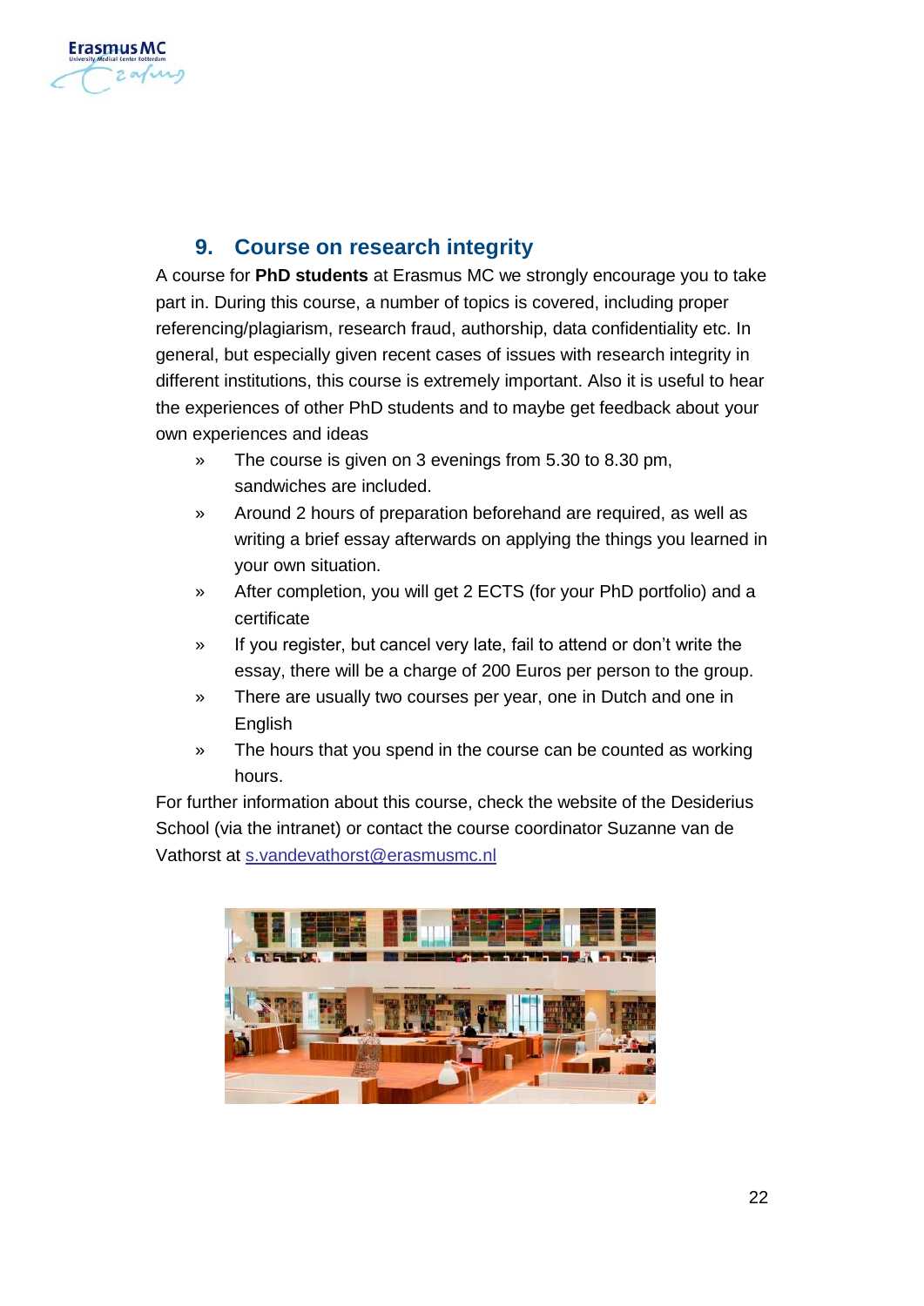## 9. Course on research integrity

A course for **PhD students** at Erasmus MC we strongly encourage you to take part in. During this course, a number of topics is covered, including proper referencing/plagiarism, research fraud, authorship, data confidentiality etc. In general, but especially given recent cases of issues with research integrity in different institutions, this course is extremely important. Also it is useful to hear the experiences of other PhD students and to maybe get feedback about your own experiences and ideas

- The course is given on 3 evenings from 5.30 to 8.30 pm, sandwiches are included.
- Around 2 hours of preparation beforehand are required, as well as writing a brief essay afterwards on applying the things you learned in your own situation.
- After completion, you will get 2 ECTS (for your PhD portfolio) and a certificate
- If you register, but cancel very late, fail to attend or don't write the essay, there will be a charge of 200 Euros per person to the group.
- There are usually two courses per year, one in Dutch and one in English
- The hours that you spend in the course can be counted as working hours.

For further information about this course, check the website of the Desiderius School (via the intranet) or contact the course coordinator Suzanne van de Vathorst at s.vandevathorst@erasmusmc.nl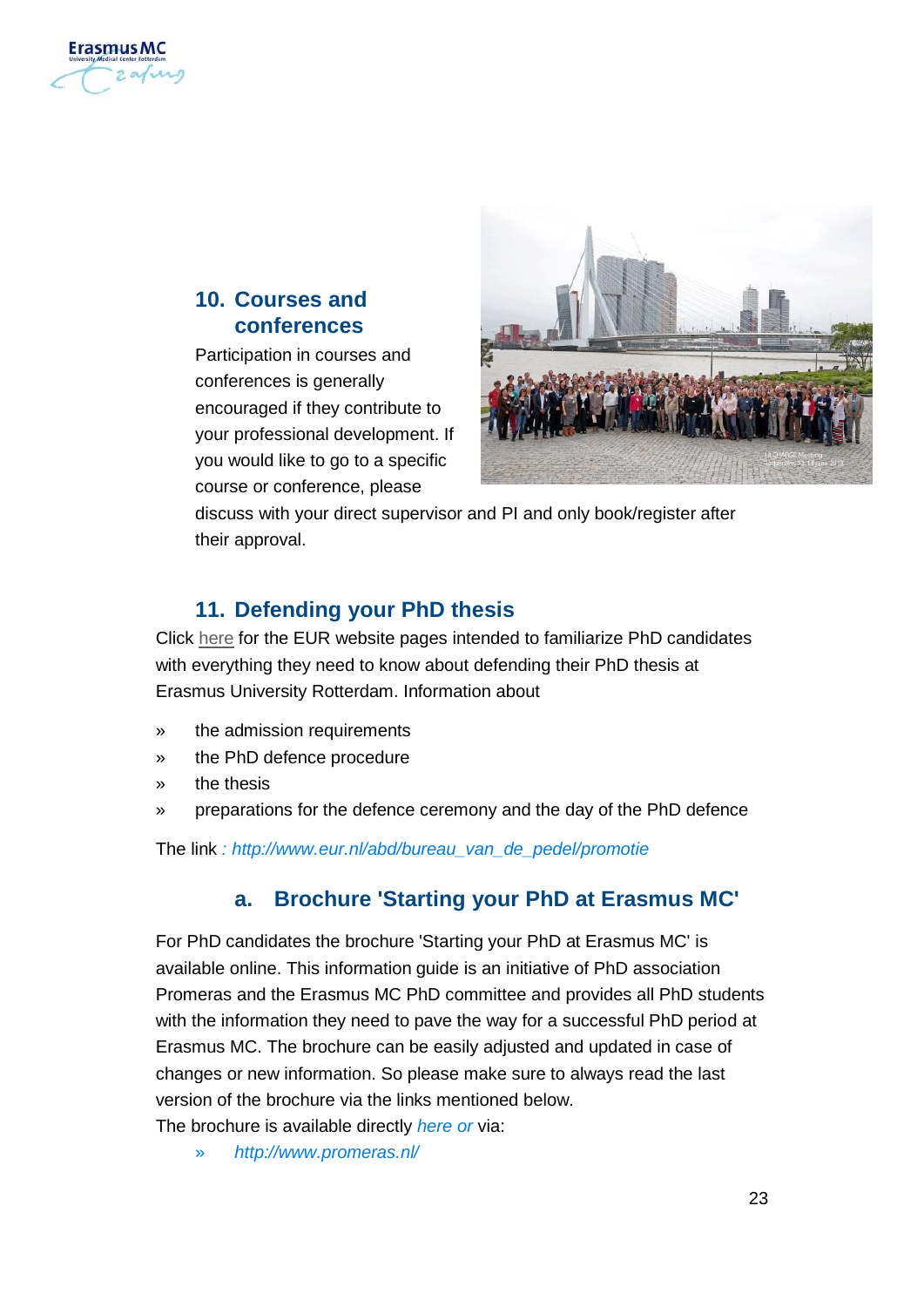## 10. Courses and conferences

Participation in courses and conferences is generally encouraged if they contribute to your professional development. If you would like to go to a specific course or conference, please discuss with your direct supervisor and PI and only book/register after their approval.

## 11. Defending your PhD thesis

Click here for the EUR website pages intended to familiarize PhD candidates with everything they need to know about defending their PhD thesis at Erasmus University Rotterdam. Information about

- the admission requirements
- the PhD defence procedure
- the thesis
- preparations for the defence ceremony and the day of the PhD defence

The link *: http://www.eur.nl/abd/bureau_van_de_pedel/promotie*

### a. Brochure 'Starting your PhD at Erasmus MC'

For PhD candidates the brochure 'Starting your PhD at Erasmus MC' is available online. This information guide is an initiative of PhD association Promeras and the Erasmus MC PhD committee and provides all PhD students with the information they need to pave the way for a successful PhD period at Erasmus MC. The brochure can be easily adjusted and updated in case of changes or new information. So please make sure to always read the last version of the brochure via the links mentioned below.
The brochure is available directly *here or* via:

- *http://www.promeras.nl/*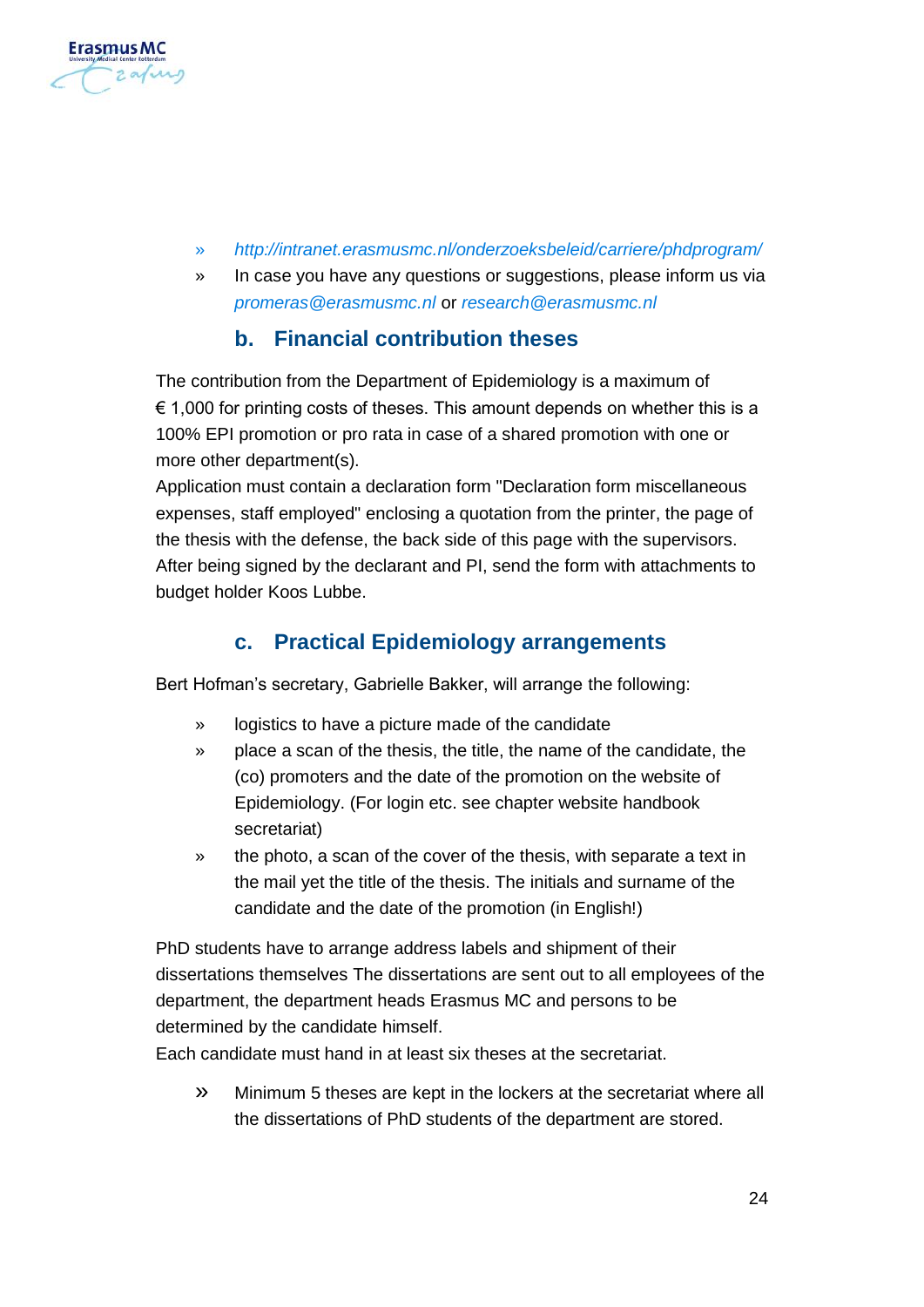- *http://intranet.erasmusmc.nl/onderzoeksbeleid/carriere/phdprogram/*
- In case you have any questions or suggestions, please inform us via *promeras@erasmusmc.nl* or *research@erasmusmc.nl*

### b. Financial contribution theses

The contribution from the Department of Epidemiology is a maximum of € 1,000 for printing costs of theses. This amount depends on whether this is a 100% EPI promotion or pro rata in case of a shared promotion with one or more other department(s).
Application must contain a declaration form "Declaration form miscellaneous expenses, staff employed" enclosing a quotation from the printer, the page of the thesis with the defense, the back side of this page with the supervisors. After being signed by the declarant and PI, send the form with attachments to budget holder Koos Lubbe.

### c. Practical Epidemiology arrangements

Bert Hofman's secretary, Gabrielle Bakker, will arrange the following:

- logistics to have a picture made of the candidate
- place a scan of the thesis, the title, the name of the candidate, the (co) promoters and the date of the promotion on the website of Epidemiology. (For login etc. see chapter website handbook secretariat)
- the photo, a scan of the cover of the thesis, with separate a text in the mail yet the title of the thesis. The initials and surname of the candidate and the date of the promotion (in English!)

PhD students have to arrange address labels and shipment of their dissertations themselves The dissertations are sent out to all employees of the department, the department heads Erasmus MC and persons to be determined by the candidate himself.
Each candidate must hand in at least six theses at the secretariat.

- Minimum 5 theses are kept in the lockers at the secretariat where all the dissertations of PhD students of the department are stored.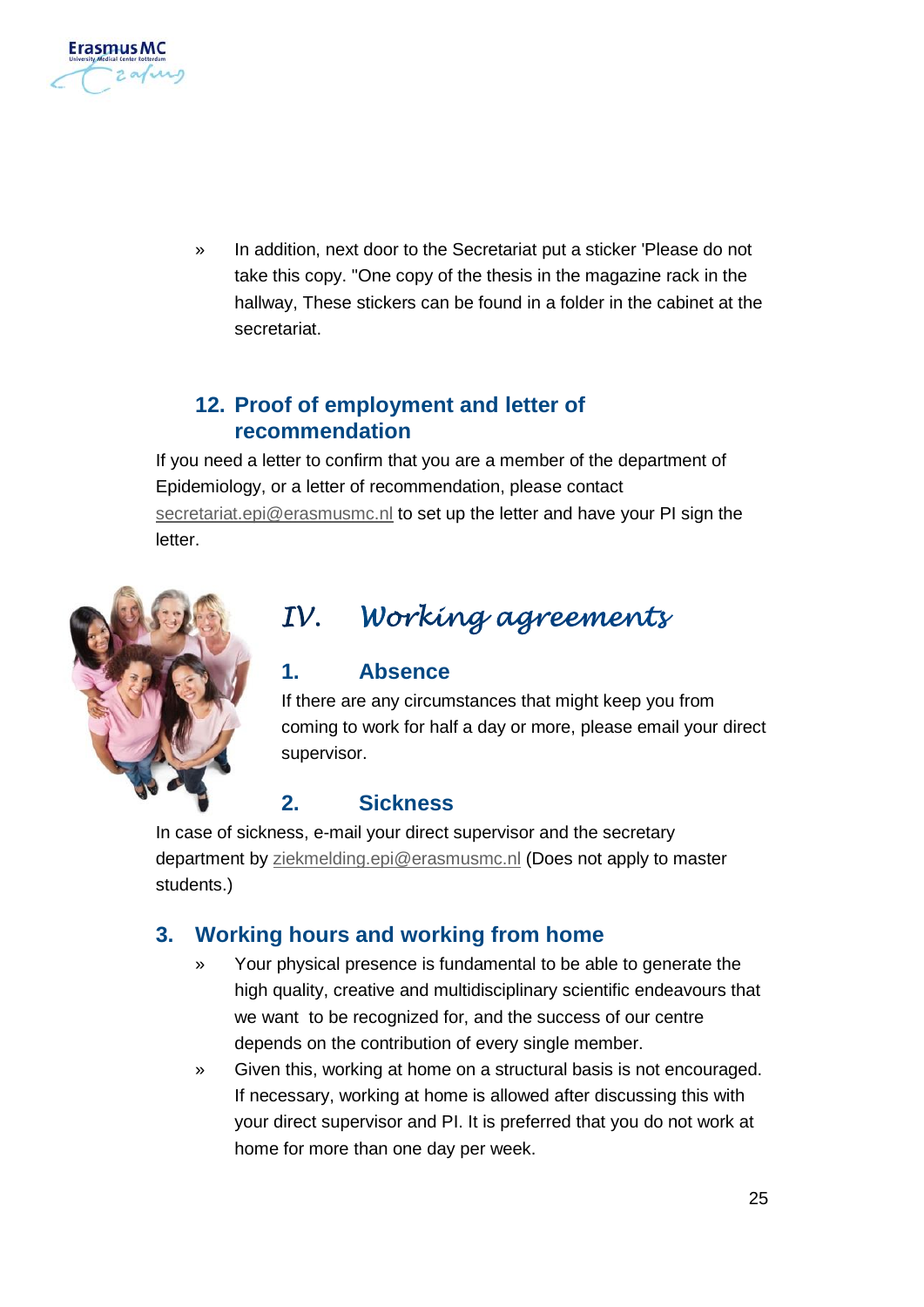- In addition, next door to the Secretariat put a sticker 'Please do not take this copy. "One copy of the thesis in the magazine rack in the hallway, These stickers can be found in a folder in the cabinet at the secretariat.

## 12. Proof of employment and letter of recommendation

If you need a letter to confirm that you are a member of the department of Epidemiology, or a letter of recommendation, please contact secretariat.epi@erasmusmc.nl to set up the letter and have your PI sign the letter.

# *IV. Working agreements*

## 1. Absence

If there are any circumstances that might keep you from coming to work for half a day or more, please email your direct supervisor.

## 2. Sickness

In case of sickness, e-mail your direct supervisor and the secretary department by ziekmelding.epi@erasmusmc.nl (Does not apply to master students.)

## 3. Working hours and working from home

- Your physical presence is fundamental to be able to generate the high quality, creative and multidisciplinary scientific endeavours that we want to be recognized for, and the success of our centre depends on the contribution of every single member.
- Given this, working at home on a structural basis is not encouraged. If necessary, working at home is allowed after discussing this with your direct supervisor and PI. It is preferred that you do not work at home for more than one day per week.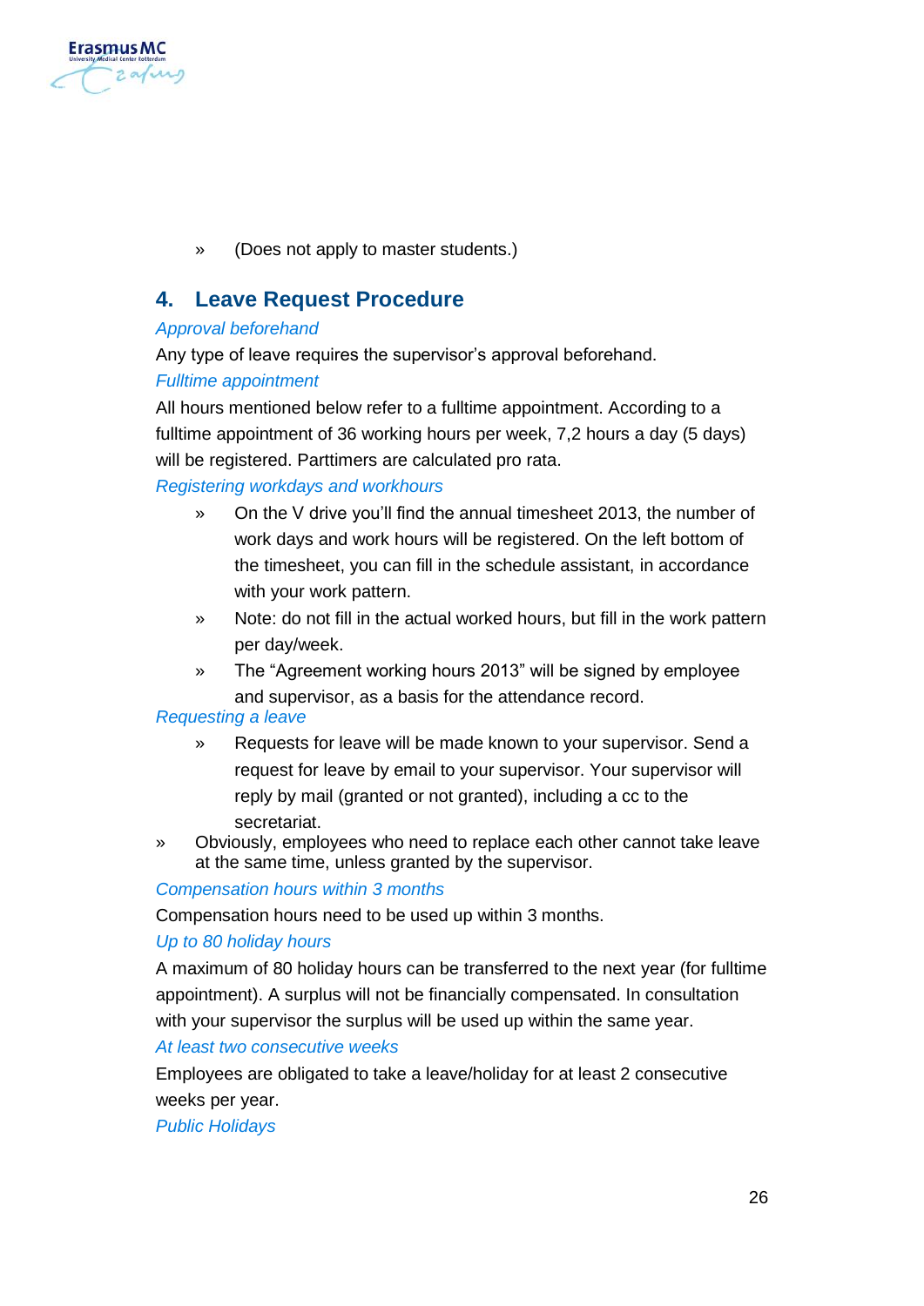- (Does not apply to master students.)

## 4. Leave Request Procedure

*Approval beforehand*

Any type of leave requires the supervisor's approval beforehand.

*Fulltime appointment*

All hours mentioned below refer to a fulltime appointment. According to a fulltime appointment of 36 working hours per week, 7,2 hours a day (5 days) will be registered. Parttimers are calculated pro rata.

*Registering workdays and workhours*

- On the V drive you'll find the annual timesheet 2013, the number of work days and work hours will be registered. On the left bottom of the timesheet, you can fill in the schedule assistant, in accordance with your work pattern.
- Note: do not fill in the actual worked hours, but fill in the work pattern per day/week.
- The "Agreement working hours 2013" will be signed by employee and supervisor, as a basis for the attendance record.

*Requesting a leave*

- Requests for leave will be made known to your supervisor. Send a request for leave by email to your supervisor. Your supervisor will reply by mail (granted or not granted), including a cc to the secretariat.
- Obviously, employees who need to replace each other cannot take leave at the same time, unless granted by the supervisor.

*Compensation hours within 3 months*

Compensation hours need to be used up within 3 months.

*Up to 80 holiday hours*

A maximum of 80 holiday hours can be transferred to the next year (for fulltime appointment). A surplus will not be financially compensated. In consultation with your supervisor the surplus will be used up within the same year.

*At least two consecutive weeks*

Employees are obligated to take a leave/holiday for at least 2 consecutive weeks per year.

*Public Holidays*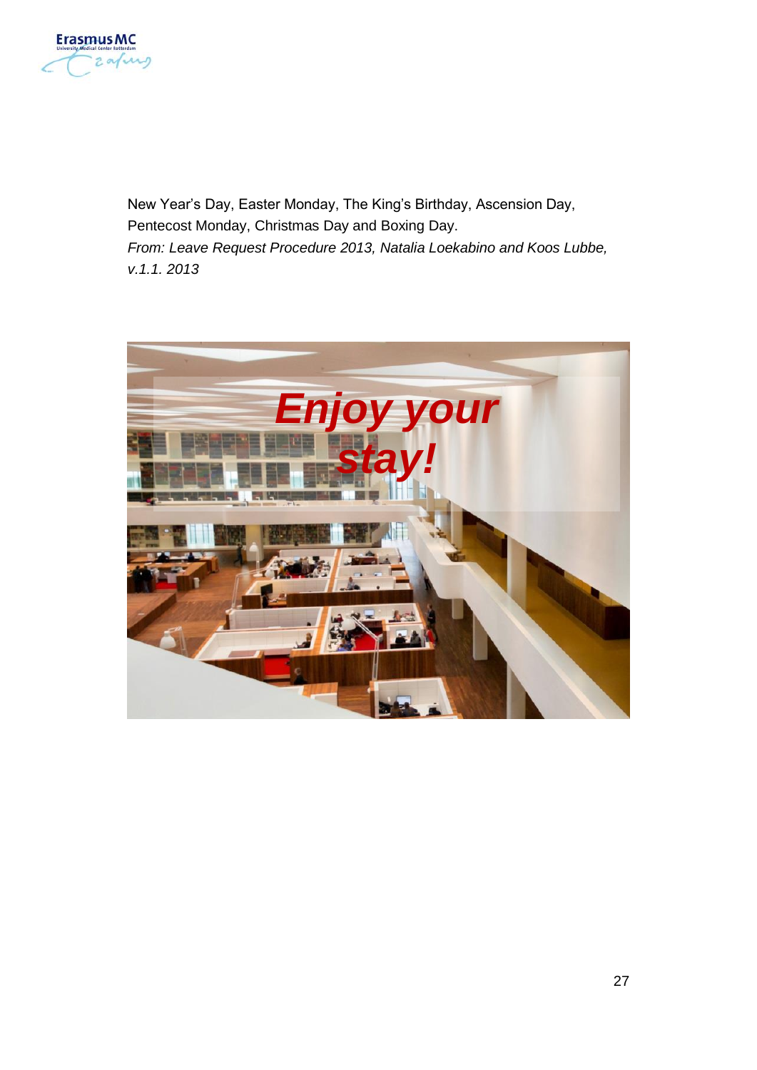New Year's Day, Easter Monday, The King's Birthday, Ascension Day, Pentecost Monday, Christmas Day and Boxing Day.
*From: Leave Request Procedure 2013, Natalia Loekabino and Koos Lubbe, v.1.1. 2013*

***Enjoy your stay!***